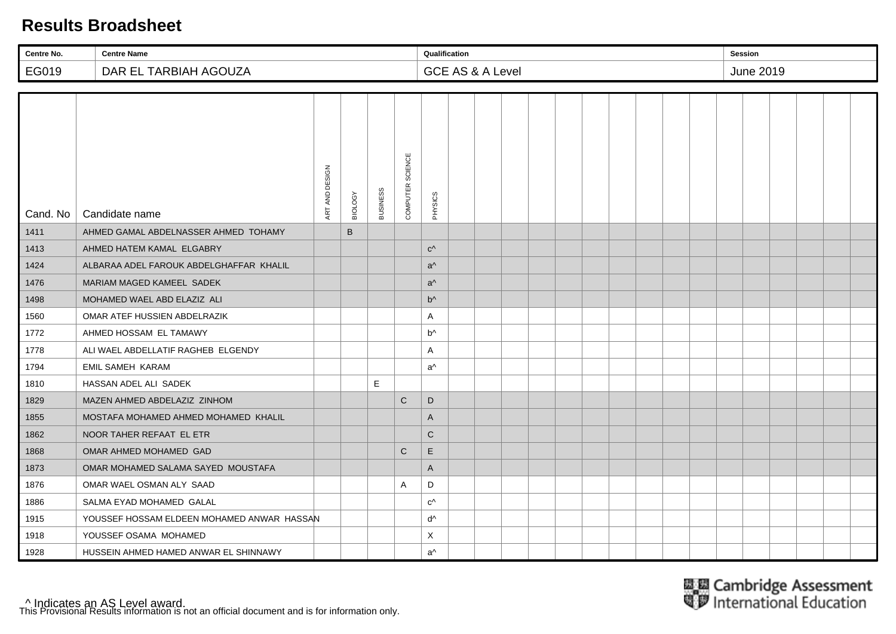# Results Broadsheet

| Centre No. | Centre Name | Qualification | Session |
|---|---|---|---|
| EG019 | DAR EL TARBIAH AGOUZA | GCE AS & A Level | June 2019 |

| Cand. No | Candidate name | ART AND DESIGN | BIOLOGY | BUSINESS | COMPUTER SCIENCE | PHYSICS |
|---|---|---|---|---|---|---|
| 1411 | AHMED GAMAL ABDELNASSER AHMED TOHAMY | | B | | | |
| 1413 | AHMED HATEM KAMAL ELGABRY | | | | | c^ |
| 1424 | ALBARAA ADEL FAROUK ABDELGHAFFAR KHALIL | | | | | a^ |
| 1476 | MARIAM MAGED KAMEEL SADEK | | | | | a^ |
| 1498 | MOHAMED WAEL ABD ELAZIZ ALI | | | | | b^ |
| 1560 | OMAR ATEF HUSSIEN ABDELRAZIK | | | | | A |
| 1772 | AHMED HOSSAM EL TAMAWY | | | | | b^ |
| 1778 | ALI WAEL ABDELLATIF RAGHEB ELGENDY | | | | | A |
| 1794 | EMIL SAMEH KARAM | | | | | a^ |
| 1810 | HASSAN ADEL ALI SADEK | | | E | | |
| 1829 | MAZEN AHMED ABDELAZIZ ZINHOM | | | | C | D |
| 1855 | MOSTAFA MOHAMED AHMED MOHAMED KHALIL | | | | | A |
| 1862 | NOOR TAHER REFAAT EL ETR | | | | | C |
| 1868 | OMAR AHMED MOHAMED GAD | | | | C | E |
| 1873 | OMAR MOHAMED SALAMA SAYED MOUSTAFA | | | | | A |
| 1876 | OMAR WAEL OSMAN ALY SAAD | | | | A | D |
| 1886 | SALMA EYAD MOHAMED GALAL | | | | | c^ |
| 1915 | YOUSSEF HOSSAM ELDEEN MOHAMED ANWAR HASSAN | | | | | d^ |
| 1918 | YOUSSEF OSAMA MOHAMED | | | | | X |
| 1928 | HUSSEIN AHMED HAMED ANWAR EL SHINNAWY | | | | | a^ |

^ Indicates an AS Level award.

This Provisional Results information is not an official document and is for information only.

Cambridge Assessment International Education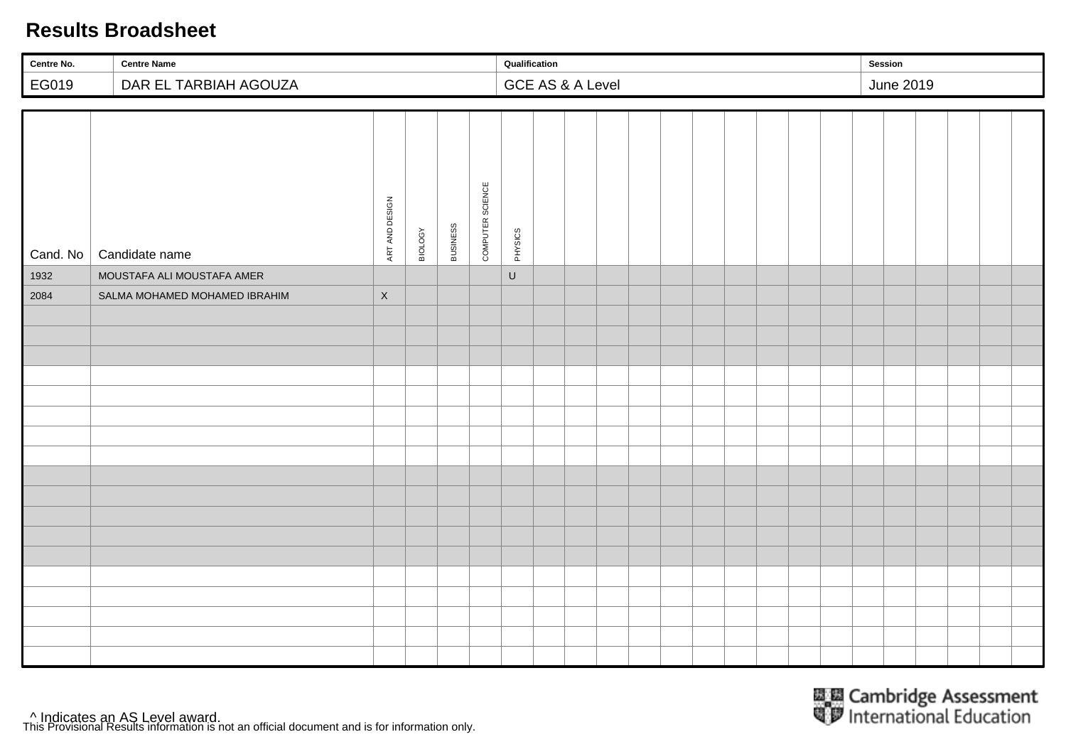# Results Broadsheet

| Centre No. | Centre Name | Qualification | Session |
|---|---|---|---|
| EG019 | DAR EL TARBIAH AGOUZA | GCE AS & A Level | June 2019 |

| Cand. No | Candidate name | ART AND DESIGN | BIOLOGY | BUSINESS | COMPUTER SCIENCE | PHYSICS |
|---|---|---|---|---|---|---|
| 1932 | MOUSTAFA ALI MOUSTAFA AMER | | | | | U |
| 2084 | SALMA MOHAMED MOHAMED IBRAHIM | X | | | | |

^ Indicates an AS Level award.

This Provisional Results information is not an official document and is for information only.

Cambridge Assessment International Education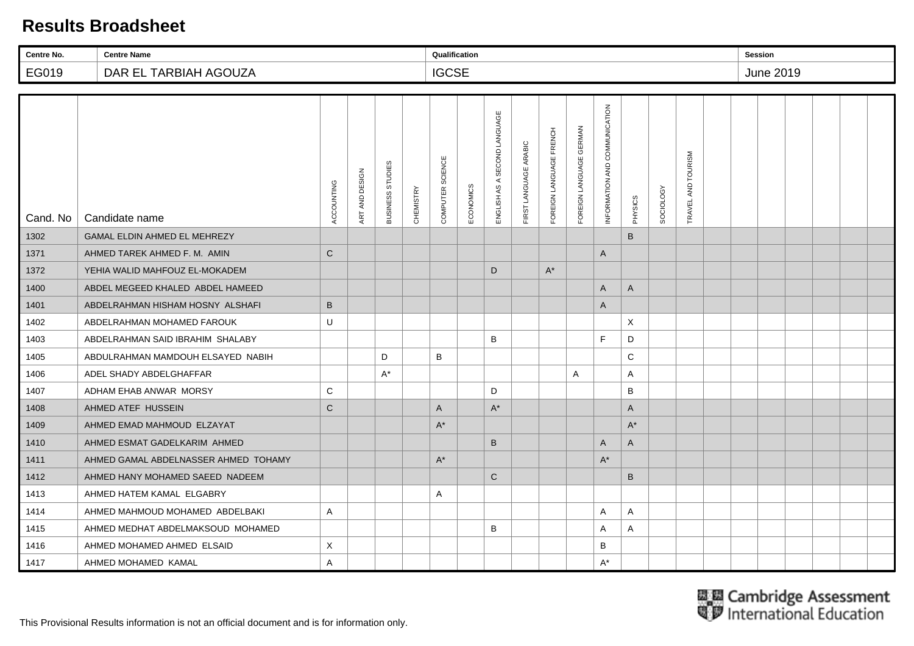# Results Broadsheet

| Centre No. | Centre Name | Qualification | Session |
|---|---|---|---|
| EG019 | DAR EL TARBIAH AGOUZA | IGCSE | June 2019 |

| Cand. No | Candidate name | ACCOUNTING | ART AND DESIGN | BUSINESS STUDIES | CHEMISTRY | COMPUTER SCIENCE | ECONOMICS | ENGLISH AS A SECOND LANGUAGE | FIRST LANGUAGE ARABIC | FOREIGN LANGUAGE FRENCH | FOREIGN LANGUAGE GERMAN | INFORMATION AND COMMUNICATION | PHYSICS | SOCIOLOGY | TRAVEL AND TOURISM |
|---|---|---|---|---|---|---|---|---|---|---|---|---|---|---|---|
| 1302 | GAMAL ELDIN AHMED EL MEHREZY | | | | | | | | | | | | B | | |
| 1371 | AHMED TAREK AHMED F. M. AMIN | C | | | | | | | | | | A | | | |
| 1372 | YEHIA WALID MAHFOUZ EL-MOKADEM | | | | | | | D | | A* | | | | | |
| 1400 | ABDEL MEGEED KHALED ABDEL HAMEED | | | | | | | | | | | A | A | | |
| 1401 | ABDELRAHMAN HISHAM HOSNY ALSHAFI | B | | | | | | | | | | A | | | |
| 1402 | ABDELRAHMAN MOHAMED FAROUK | U | | | | | | | | | | | X | | |
| 1403 | ABDELRAHMAN SAID IBRAHIM SHALABY | | | | | | | B | | | | F | D | | |
| 1405 | ABDULRAHMAN MAMDOUH ELSAYED NABIH | | | D | | B | | | | | | | C | | |
| 1406 | ADEL SHADY ABDELGHAFFAR | | | A* | | | | | | | A | | A | | |
| 1407 | ADHAM EHAB ANWAR MORSY | C | | | | | | D | | | | | B | | |
| 1408 | AHMED ATEF HUSSEIN | C | | | | A | | A* | | | | | A | | |
| 1409 | AHMED EMAD MAHMOUD ELZAYAT | | | | | A* | | | | | | | A* | | |
| 1410 | AHMED ESMAT GADELKARIM AHMED | | | | | | | B | | | | A | A | | |
| 1411 | AHMED GAMAL ABDELNASSER AHMED TOHAMY | | | | | A* | | | | | | A* | | | |
| 1412 | AHMED HANY MOHAMED SAEED NADEEM | | | | | | | C | | | | | B | | |
| 1413 | AHMED HATEM KAMAL ELGABRY | | | | | A | | | | | | | | | |
| 1414 | AHMED MAHMOUD MOHAMED ABDELBAKI | A | | | | | | | | | | A | A | | |
| 1415 | AHMED MEDHAT ABDELMAKSOUD MOHAMED | | | | | | | B | | | | A | A | | |
| 1416 | AHMED MOHAMED AHMED ELSAID | X | | | | | | | | | | B | | | |
| 1417 | AHMED MOHAMED KAMAL | A | | | | | | | | | | A* | | | |

Cambridge Assessment International Education

This Provisional Results information is not an official document and is for information only.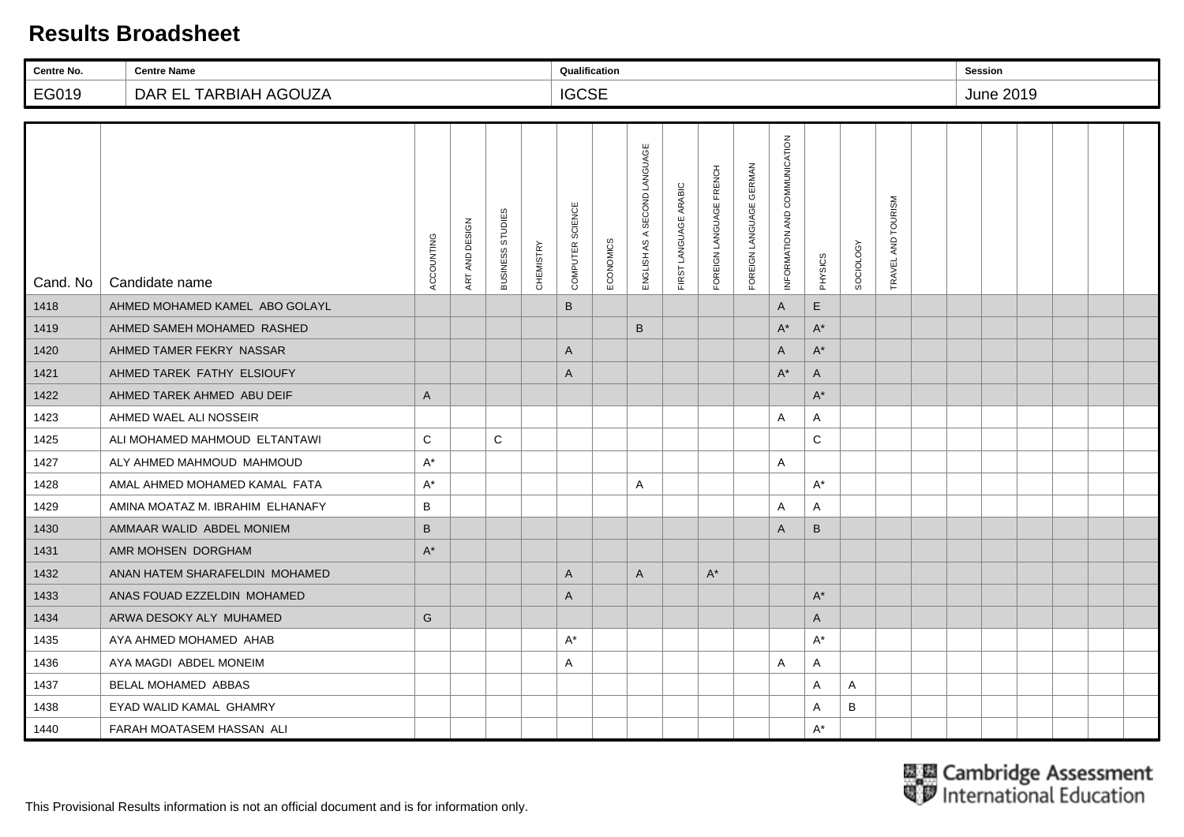# Results Broadsheet

| Centre No. | Centre Name | Qualification | Session |
|---|---|---|---|
| EG019 | DAR EL TARBIAH AGOUZA | IGCSE | June 2019 |

| Cand. No | Candidate name | ACCOUNTING | ART AND DESIGN | BUSINESS STUDIES | CHEMISTRY | COMPUTER SCIENCE | ECONOMICS | ENGLISH AS A SECOND LANGUAGE | FIRST LANGUAGE ARABIC | FOREIGN LANGUAGE FRENCH | FOREIGN LANGUAGE GERMAN | INFORMATION AND COMMUNICATION | PHYSICS | SOCIOLOGY | TRAVEL AND TOURISM |
|---|---|---|---|---|---|---|---|---|---|---|---|---|---|---|---|
| 1418 | AHMED MOHAMED KAMEL ABO GOLAYL | | | | | B | | | | | | A | E | | |
| 1419 | AHMED SAMEH MOHAMED RASHED | | | | | | | B | | | | A* | A* | | |
| 1420 | AHMED TAMER FEKRY NASSAR | | | | | A | | | | | | A | A* | | |
| 1421 | AHMED TAREK FATHY ELSIOUFY | | | | | A | | | | | | A* | A | | |
| 1422 | AHMED TAREK AHMED ABU DEIF | A | | | | | | | | | | | A* | | |
| 1423 | AHMED WAEL ALI NOSSEIR | | | | | | | | | | | A | A | | |
| 1425 | ALI MOHAMED MAHMOUD ELTANTAWI | C | | C | | | | | | | | | C | | |
| 1427 | ALY AHMED MAHMOUD MAHMOUD | A* | | | | | | | | | | A | | | |
| 1428 | AMAL AHMED MOHAMED KAMAL FATA | A* | | | | | | A | | | | | A* | | |
| 1429 | AMINA MOATAZ M. IBRAHIM ELHANAFY | B | | | | | | | | | | A | A | | |
| 1430 | AMMAAR WALID ABDEL MONIEM | B | | | | | | | | | | A | B | | |
| 1431 | AMR MOHSEN DORGHAM | A* | | | | | | | | | | | | | |
| 1432 | ANAN HATEM SHARAFELDIN MOHAMED | | | | | A | | A | | A* | | | | | |
| 1433 | ANAS FOUAD EZZELDIN MOHAMED | | | | | A | | | | | | | A* | | |
| 1434 | ARWA DESOKY ALY MUHAMED | G | | | | | | | | | | | A | | |
| 1435 | AYA AHMED MOHAMED AHAB | | | | | A* | | | | | | | A* | | |
| 1436 | AYA MAGDI ABDEL MONEIM | | | | | A | | | | | | A | A | | |
| 1437 | BELAL MOHAMED ABBAS | | | | | | | | | | | | A | A | |
| 1438 | EYAD WALID KAMAL GHAMRY | | | | | | | | | | | | A | B | |
| 1440 | FARAH MOATASEM HASSAN ALI | | | | | | | | | | | | A* | | |

Cambridge Assessment International Education

This Provisional Results information is not an official document and is for information only.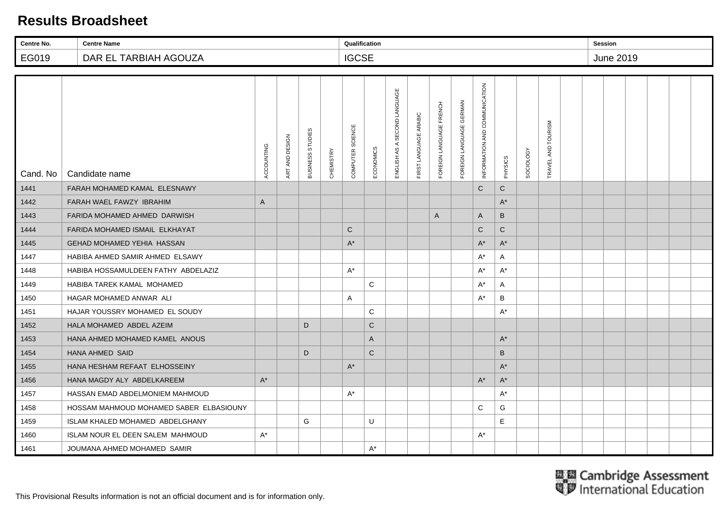# Results Broadsheet

| Centre No. | Centre Name | Qualification | Session |
|---|---|---|---|
| EG019 | DAR EL TARBIAH AGOUZA | IGCSE | June 2019 |

| Cand. No | Candidate name | ACCOUNTING | ART AND DESIGN | BUSINESS STUDIES | CHEMISTRY | COMPUTER SCIENCE | ECONOMICS | ENGLISH AS A SECOND LANGUAGE | FIRST LANGUAGE ARABIC | FOREIGN LANGUAGE FRENCH | FOREIGN LANGUAGE GERMAN | INFORMATION AND COMMUNICATION | PHYSICS | SOCIOLOGY | TRAVEL AND TOURISM |
|---|---|---|---|---|---|---|---|---|---|---|---|---|---|---|---|
| 1441 | FARAH MOHAMED KAMAL ELESNAWY | | | | | | | | | | | C | C | | |
| 1442 | FARAH WAEL FAWZY IBRAHIM | A | | | | | | | | | | | A* | | |
| 1443 | FARIDA MOHAMED AHMED DARWISH | | | | | | | | | A | | A | B | | |
| 1444 | FARIDA MOHAMED ISMAIL ELKHAYAT | | | | | C | | | | | | C | C | | |
| 1445 | GEHAD MOHAMED YEHIA HASSAN | | | | | A* | | | | | | A* | A* | | |
| 1447 | HABIBA AHMED SAMIR AHMED ELSAWY | | | | | | | | | | | A* | A | | |
| 1448 | HABIBA HOSSAMULDEEN FATHY ABDELAZIZ | | | | | A* | | | | | | A* | A* | | |
| 1449 | HABIBA TAREK KAMAL MOHAMED | | | | | | C | | | | | A* | A | | |
| 1450 | HAGAR MOHAMED ANWAR ALI | | | | | A | | | | | | A* | B | | |
| 1451 | HAJAR YOUSSRY MOHAMED EL SOUDY | | | | | | C | | | | | | A* | | |
| 1452 | HALA MOHAMED ABDEL AZEIM | | | D | | | C | | | | | | | | |
| 1453 | HANA AHMED MOHAMED KAMEL ANOUS | | | | | | A | | | | | | A* | | |
| 1454 | HANA AHMED SAID | | | D | | | C | | | | | | B | | |
| 1455 | HANA HESHAM REFAAT ELHOSSEINY | | | | | A* | | | | | | | A* | | |
| 1456 | HANA MAGDY ALY ABDELKAREEM | A* | | | | | | | | | | A* | A* | | |
| 1457 | HASSAN EMAD ABDELMONIEM MAHMOUD | | | | | A* | | | | | | | A* | | |
| 1458 | HOSSAM MAHMOUD MOHAMED SABER ELBASIOUNY | | | | | | | | | | | C | G | | |
| 1459 | ISLAM KHALED MOHAMED ABDELGHANY | | | G | | | U | | | | | | E | | |
| 1460 | ISLAM NOUR EL DEEN SALEM MAHMOUD | A* | | | | | | | | | | A* | | | |
| 1461 | JOUMANA AHMED MOHAMED SAMIR | | | | | | A* | | | | | | | | |

Cambridge Assessment International Education

This Provisional Results information is not an official document and is for information only.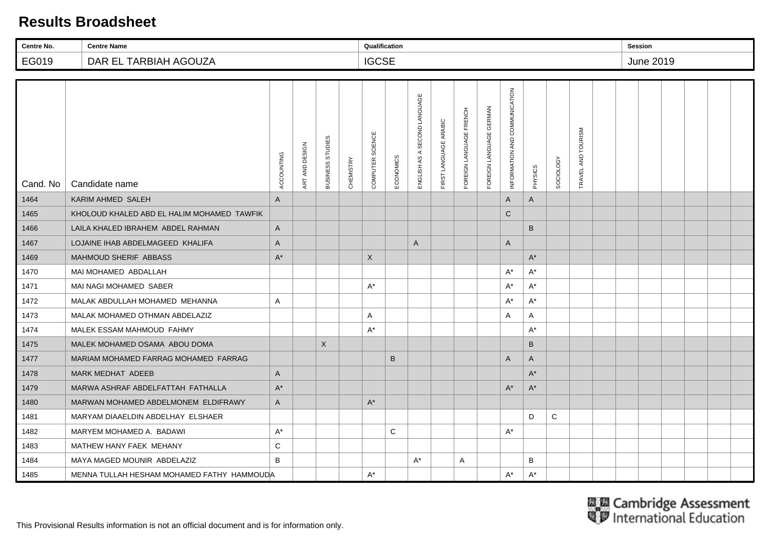# Results Broadsheet

| Centre No. | Centre Name | Qualification | Session |
|---|---|---|---|
| EG019 | DAR EL TARBIAH AGOUZA | IGCSE | June 2019 |

| Cand. No | Candidate name | ACCOUNTING | ART AND DESIGN | BUSINESS STUDIES | CHEMISTRY | COMPUTER SCIENCE | ECONOMICS | ENGLISH AS A SECOND LANGUAGE | FIRST LANGUAGE ARABIC | FOREIGN LANGUAGE FRENCH | FOREIGN LANGUAGE GERMAN | INFORMATION AND COMMUNICATION | PHYSICS | SOCIOLOGY | TRAVEL AND TOURISM |
|---|---|---|---|---|---|---|---|---|---|---|---|---|---|---|---|
| 1464 | KARIM AHMED SALEH | A | | | | | | | | | | A | A | | |
| 1465 | KHOLOUD KHALED ABD EL HALIM MOHAMED TAWFIK | | | | | | | | | | | C | | | |
| 1466 | LAILA KHALED IBRAHEM ABDEL RAHMAN | A | | | | | | | | | | | B | | |
| 1467 | LOJAINE IHAB ABDELMAGEED KHALIFA | A | | | | | | A | | | | A | | | |
| 1469 | MAHMOUD SHERIF ABBASS | A* | | | | X | | | | | | | A* | | |
| 1470 | MAI MOHAMED ABDALLAH | | | | | | | | | | | A* | A* | | |
| 1471 | MAI NAGI MOHAMED SABER | | | | | A* | | | | | | A* | A* | | |
| 1472 | MALAK ABDULLAH MOHAMED MEHANNA | A | | | | | | | | | | A* | A* | | |
| 1473 | MALAK MOHAMED OTHMAN ABDELAZIZ | | | | | A | | | | | | A | A | | |
| 1474 | MALEK ESSAM MAHMOUD FAHMY | | | | | A* | | | | | | | A* | | |
| 1475 | MALEK MOHAMED OSAMA ABOU DOMA | | | X | | | | | | | | | B | | |
| 1477 | MARIAM MOHAMED FARRAG MOHAMED FARRAG | | | | | | B | | | | | A | A | | |
| 1478 | MARK MEDHAT ADEEB | A | | | | | | | | | | | A* | | |
| 1479 | MARWA ASHRAF ABDELFATTAH FATHALLA | A* | | | | | | | | | | A* | A* | | |
| 1480 | MARWAN MOHAMED ABDELMONEM ELDIFRAWY | A | | | | A* | | | | | | | | | |
| 1481 | MARYAM DIAAELDIN ABDELHAY ELSHAER | | | | | | | | | | | | D | C | |
| 1482 | MARYEM MOHAMED A. BADAWI | A* | | | | | C | | | | | A* | | | |
| 1483 | MATHEW HANY FAEK MEHANY | C | | | | | | | | | | | | | |
| 1484 | MAYA MAGED MOUNIR ABDELAZIZ | B | | | | | | A* | | A | | | B | | |
| 1485 | MENNA TULLAH HESHAM MOHAMED FATHY HAMMOUDA | | | | | A* | | | | | | A* | A* | | |

Cambridge Assessment International Education

This Provisional Results information is not an official document and is for information only.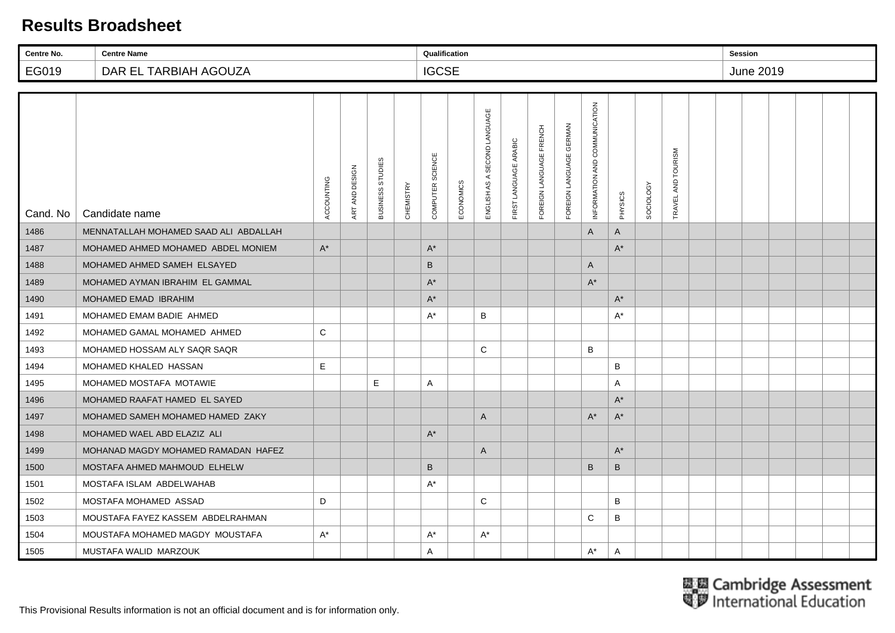# Results Broadsheet

| Centre No. | Centre Name | Qualification | Session |
|---|---|---|---|
| EG019 | DAR EL TARBIAH AGOUZA | IGCSE | June 2019 |

| Cand. No | Candidate name | ACCOUNTING | ART AND DESIGN | BUSINESS STUDIES | CHEMISTRY | COMPUTER SCIENCE | ECONOMICS | ENGLISH AS A SECOND LANGUAGE | FIRST LANGUAGE ARABIC | FOREIGN LANGUAGE FRENCH | FOREIGN LANGUAGE GERMAN | INFORMATION AND COMMUNICATION | PHYSICS | SOCIOLOGY | TRAVEL AND TOURISM |
|---|---|---|---|---|---|---|---|---|---|---|---|---|---|---|---|
| 1486 | MENNATALLAH MOHAMED SAAD ALI ABDALLAH | | | | | | | | | | | A | A | | |
| 1487 | MOHAMED AHMED MOHAMED ABDEL MONIEM | A* | | | | A* | | | | | | | A* | | |
| 1488 | MOHAMED AHMED SAMEH ELSAYED | | | | | B | | | | | | A | | | |
| 1489 | MOHAMED AYMAN IBRAHIM EL GAMMAL | | | | | A* | | | | | | A* | | | |
| 1490 | MOHAMED EMAD IBRAHIM | | | | | A* | | | | | | | A* | | |
| 1491 | MOHAMED EMAM BADIE AHMED | | | | | A* | | B | | | | | A* | | |
| 1492 | MOHAMED GAMAL MOHAMED AHMED | C | | | | | | | | | | | | | |
| 1493 | MOHAMED HOSSAM ALY SAQR SAQR | | | | | | | C | | | | B | | | |
| 1494 | MOHAMED KHALED HASSAN | E | | | | | | | | | | | B | | |
| 1495 | MOHAMED MOSTAFA MOTAWIE | | | E | | A | | | | | | | A | | |
| 1496 | MOHAMED RAAFAT HAMED EL SAYED | | | | | | | | | | | | A* | | |
| 1497 | MOHAMED SAMEH MOHAMED HAMED ZAKY | | | | | | | A | | | | A* | A* | | |
| 1498 | MOHAMED WAEL ABD ELAZIZ ALI | | | | | A* | | | | | | | | | |
| 1499 | MOHANAD MAGDY MOHAMED RAMADAN HAFEZ | | | | | | | A | | | | | A* | | |
| 1500 | MOSTAFA AHMED MAHMOUD ELHELW | | | | | B | | | | | | B | B | | |
| 1501 | MOSTAFA ISLAM ABDELWAHAB | | | | | A* | | | | | | | | | |
| 1502 | MOSTAFA MOHAMED ASSAD | D | | | | | | C | | | | | B | | |
| 1503 | MOUSTAFA FAYEZ KASSEM ABDELRAHMAN | | | | | | | | | | | C | B | | |
| 1504 | MOUSTAFA MOHAMED MAGDY MOUSTAFA | A* | | | | A* | | A* | | | | | | | |
| 1505 | MUSTAFA WALID MARZOUK | | | | | A | | | | | | A* | A | | |

This Provisional Results information is not an official document and is for information only.

Cambridge Assessment International Education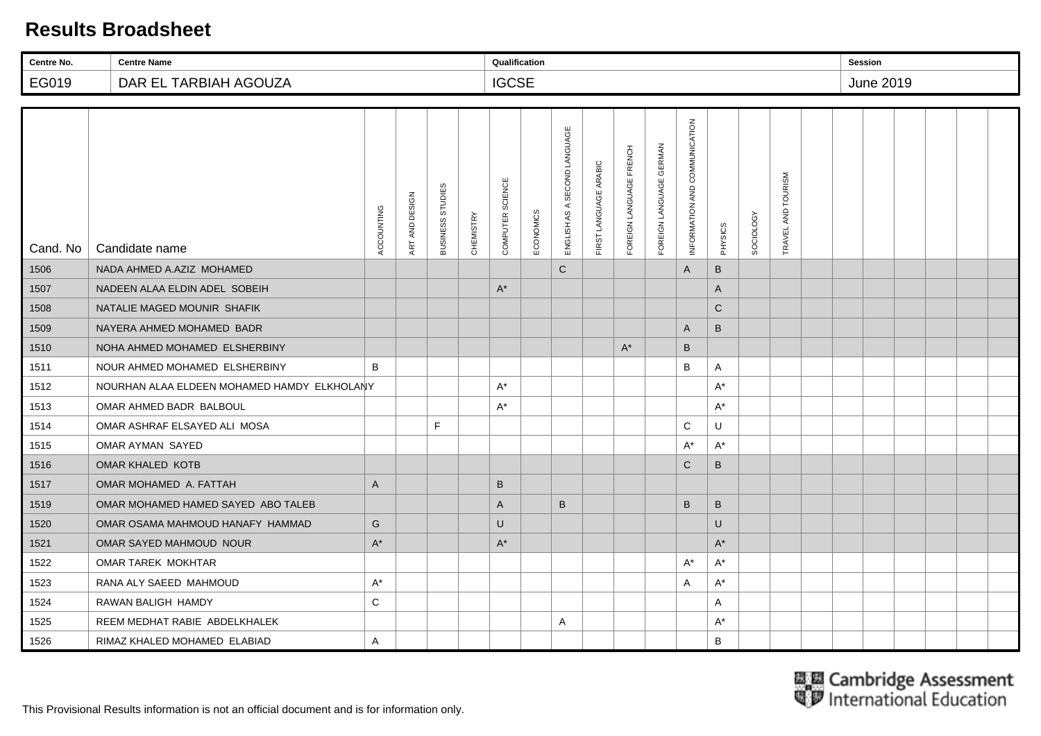# Results Broadsheet

| Centre No. | Centre Name | Qualification | Session |
|---|---|---|---|
| EG019 | DAR EL TARBIAH AGOUZA | IGCSE | June 2019 |

| Cand. No | Candidate name | ACCOUNTING | ART AND DESIGN | BUSINESS STUDIES | CHEMISTRY | COMPUTER SCIENCE | ECONOMICS | ENGLISH AS A SECOND LANGUAGE | FIRST LANGUAGE ARABIC | FOREIGN LANGUAGE FRENCH | FOREIGN LANGUAGE GERMAN | INFORMATION AND COMMUNICATION | PHYSICS | SOCIOLOGY | TRAVEL AND TOURISM |
|---|---|---|---|---|---|---|---|---|---|---|---|---|---|---|---|
| 1506 | NADA AHMED A.AZIZ MOHAMED | | | | | | | C | | | | A | B | | |
| 1507 | NADEEN ALAA ELDIN ADEL SOBEIH | | | | | A* | | | | | | | A | | |
| 1508 | NATALIE MAGED MOUNIR SHAFIK | | | | | | | | | | | | C | | |
| 1509 | NAYERA AHMED MOHAMED BADR | | | | | | | | | | | A | B | | |
| 1510 | NOHA AHMED MOHAMED ELSHERBINY | | | | | | | | | A* | | B | | | |
| 1511 | NOUR AHMED MOHAMED ELSHERBINY | B | | | | | | | | | | B | A | | |
| 1512 | NOURHAN ALAA ELDEEN MOHAMED HAMDY ELKHOLANY | | | | | A* | | | | | | | A* | | |
| 1513 | OMAR AHMED BADR BALBOUL | | | | | A* | | | | | | | A* | | |
| 1514 | OMAR ASHRAF ELSAYED ALI MOSA | | | F | | | | | | | | C | U | | |
| 1515 | OMAR AYMAN SAYED | | | | | | | | | | | A* | A* | | |
| 1516 | OMAR KHALED KOTB | | | | | | | | | | | C | B | | |
| 1517 | OMAR MOHAMED A. FATTAH | A | | | | B | | | | | | | | | |
| 1519 | OMAR MOHAMED HAMED SAYED ABO TALEB | | | | | A | | B | | | | B | B | | |
| 1520 | OMAR OSAMA MAHMOUD HANAFY HAMMAD | G | | | | U | | | | | | | U | | |
| 1521 | OMAR SAYED MAHMOUD NOUR | A* | | | | A* | | | | | | | A* | | |
| 1522 | OMAR TAREK MOKHTAR | | | | | | | | | | | A* | A* | | |
| 1523 | RANA ALY SAEED MAHMOUD | A* | | | | | | | | | | A | A* | | |
| 1524 | RAWAN BALIGH HAMDY | C | | | | | | | | | | | A | | |
| 1525 | REEM MEDHAT RABIE ABDELKHALEK | | | | | | | A | | | | | A* | | |
| 1526 | RIMAZ KHALED MOHAMED ELABIAD | A | | | | | | | | | | | B | | |

Cambridge Assessment International Education

This Provisional Results information is not an official document and is for information only.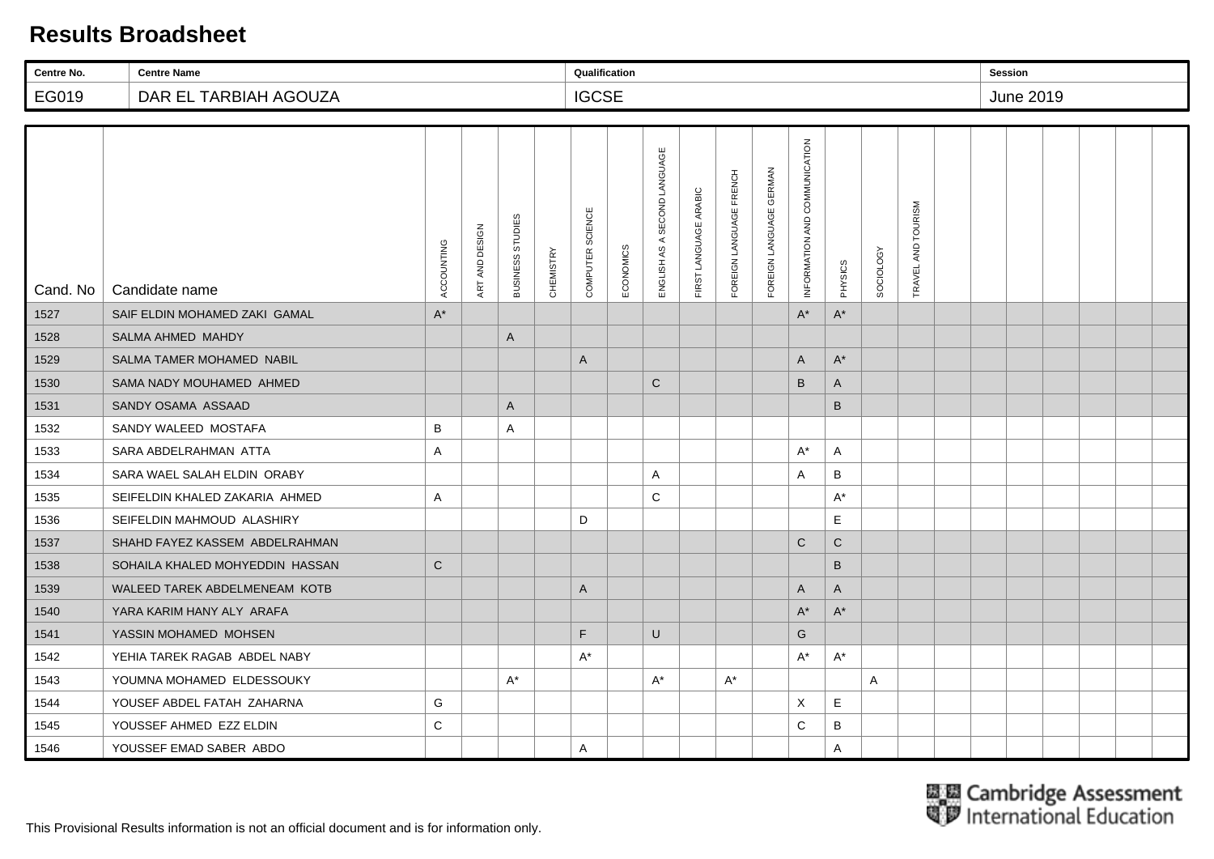# Results Broadsheet

| Centre No. | Centre Name | Qualification | Session |
| --- | --- | --- | --- |
| EG019 | DAR EL TARBIAH AGOUZA | IGCSE | June 2019 |

| Cand. No | Candidate name | ACCOUNTING | ART AND DESIGN | BUSINESS STUDIES | CHEMISTRY | COMPUTER SCIENCE | ECONOMICS | ENGLISH AS A SECOND LANGUAGE | FIRST LANGUAGE ARABIC | FOREIGN LANGUAGE FRENCH | FOREIGN LANGUAGE GERMAN | INFORMATION AND COMMUNICATION | PHYSICS | SOCIOLOGY | TRAVEL AND TOURISM |
| --- | --- | --- | --- | --- | --- | --- | --- | --- | --- | --- | --- | --- | --- | --- | --- |
| 1527 | SAIF ELDIN MOHAMED ZAKI GAMAL | A* | | | | | | | | | | A* | A* | | |
| 1528 | SALMA AHMED MAHDY | | | A | | | | | | | | | | | |
| 1529 | SALMA TAMER MOHAMED NABIL | | | | | A | | | | | | A | A* | | |
| 1530 | SAMA NADY MOUHAMED AHMED | | | | | | | C | | | | B | A | | |
| 1531 | SANDY OSAMA ASSAAD | | | A | | | | | | | | | B | | |
| 1532 | SANDY WALEED MOSTAFA | B | | A | | | | | | | | | | | |
| 1533 | SARA ABDELRAHMAN ATTA | A | | | | | | | | | | A* | A | | |
| 1534 | SARA WAEL SALAH ELDIN ORABY | | | | | | | A | | | | A | B | | |
| 1535 | SEIFELDIN KHALED ZAKARIA AHMED | A | | | | | | C | | | | | A* | | |
| 1536 | SEIFELDIN MAHMOUD ALASHIRY | | | | | D | | | | | | | E | | |
| 1537 | SHAHD FAYEZ KASSEM ABDELRAHMAN | | | | | | | | | | | C | C | | |
| 1538 | SOHAILA KHALED MOHYEDDIN HASSAN | C | | | | | | | | | | | B | | |
| 1539 | WALEED TAREK ABDELMENEAM KOTB | | | | | A | | | | | | A | A | | |
| 1540 | YARA KARIM HANY ALY ARAFA | | | | | | | | | | | A* | A* | | |
| 1541 | YASSIN MOHAMED MOHSEN | | | | | F | | U | | | | G | | | |
| 1542 | YEHIA TAREK RAGAB ABDEL NABY | | | | | A* | | | | | | A* | A* | | |
| 1543 | YOUMNA MOHAMED ELDESSOUKY | | | A* | | | | A* | | A* | | | | A | |
| 1544 | YOUSEF ABDEL FATAH ZAHARNA | G | | | | | | | | | | X | E | | |
| 1545 | YOUSSEF AHMED EZZ ELDIN | C | | | | | | | | | | C | B | | |
| 1546 | YOUSSEF EMAD SABER ABDO | | | | | A | | | | | | | A | | |

This Provisional Results information is not an official document and is for information only.

Cambridge Assessment International Education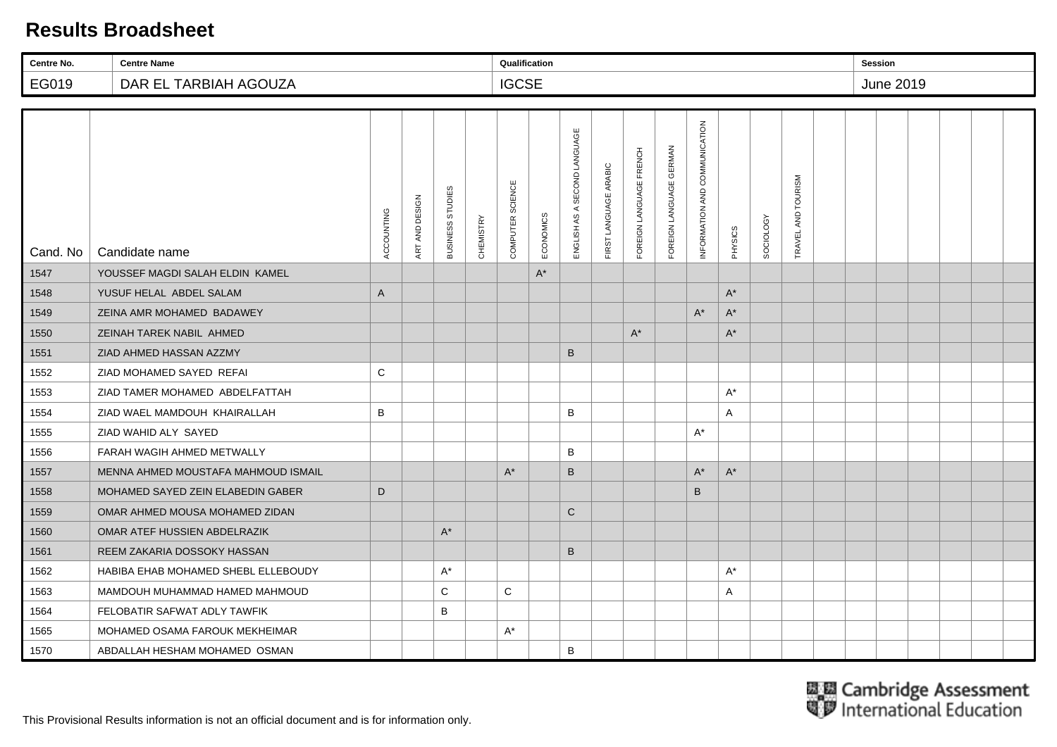# Results Broadsheet

| Centre No. | Centre Name | Qualification | Session |
|---|---|---|---|
| EG019 | DAR EL TARBIAH AGOUZA | IGCSE | June 2019 |

| Cand. No | Candidate name | ACCOUNTING | ART AND DESIGN | BUSINESS STUDIES | CHEMISTRY | COMPUTER SCIENCE | ECONOMICS | ENGLISH AS A SECOND LANGUAGE | FIRST LANGUAGE ARABIC | FOREIGN LANGUAGE FRENCH | FOREIGN LANGUAGE GERMAN | INFORMATION AND COMMUNICATION | PHYSICS | SOCIOLOGY | TRAVEL AND TOURISM |
|---|---|---|---|---|---|---|---|---|---|---|---|---|---|---|---|
| 1547 | YOUSSEF MAGDI SALAH ELDIN KAMEL | | | | | | A* | | | | | | | | |
| 1548 | YUSUF HELAL ABDEL SALAM | A | | | | | | | | | | | A* | | |
| 1549 | ZEINA AMR MOHAMED BADAWEY | | | | | | | | | | | A* | A* | | |
| 1550 | ZEINAH TAREK NABIL AHMED | | | | | | | | | A* | | | A* | | |
| 1551 | ZIAD AHMED HASSAN AZZMY | | | | | | | B | | | | | | | |
| 1552 | ZIAD MOHAMED SAYED REFAI | C | | | | | | | | | | | | | |
| 1553 | ZIAD TAMER MOHAMED ABDELFATTAH | | | | | | | | | | | | A* | | |
| 1554 | ZIAD WAEL MAMDOUH KHAIRALLAH | B | | | | | | B | | | | | A | | |
| 1555 | ZIAD WAHID ALY SAYED | | | | | | | | | | | A* | | | |
| 1556 | FARAH WAGIH AHMED METWALLY | | | | | | | B | | | | | | | |
| 1557 | MENNA AHMED MOUSTAFA MAHMOUD ISMAIL | | | | | A* | | B | | | | A* | A* | | |
| 1558 | MOHAMED SAYED ZEIN ELABEDIN GABER | D | | | | | | | | | | B | | | |
| 1559 | OMAR AHMED MOUSA MOHAMED ZIDAN | | | | | | | C | | | | | | | |
| 1560 | OMAR ATEF HUSSIEN ABDELRAZIK | | | A* | | | | | | | | | | | |
| 1561 | REEM ZAKARIA DOSSOKY HASSAN | | | | | | | B | | | | | | | |
| 1562 | HABIBA EHAB MOHAMED SHEBL ELLEBOUDY | | | A* | | | | | | | | | A* | | |
| 1563 | MAMDOUH MUHAMMAD HAMED MAHMOUD | | | C | | C | | | | | | | A | | |
| 1564 | FELOBATIR SAFWAT ADLY TAWFIK | | | B | | | | | | | | | | | |
| 1565 | MOHAMED OSAMA FAROUK MEKHEIMAR | | | | | A* | | | | | | | | | |
| 1570 | ABDALLAH HESHAM MOHAMED OSMAN | | | | | | | B | | | | | | | |

Cambridge Assessment International Education

This Provisional Results information is not an official document and is for information only.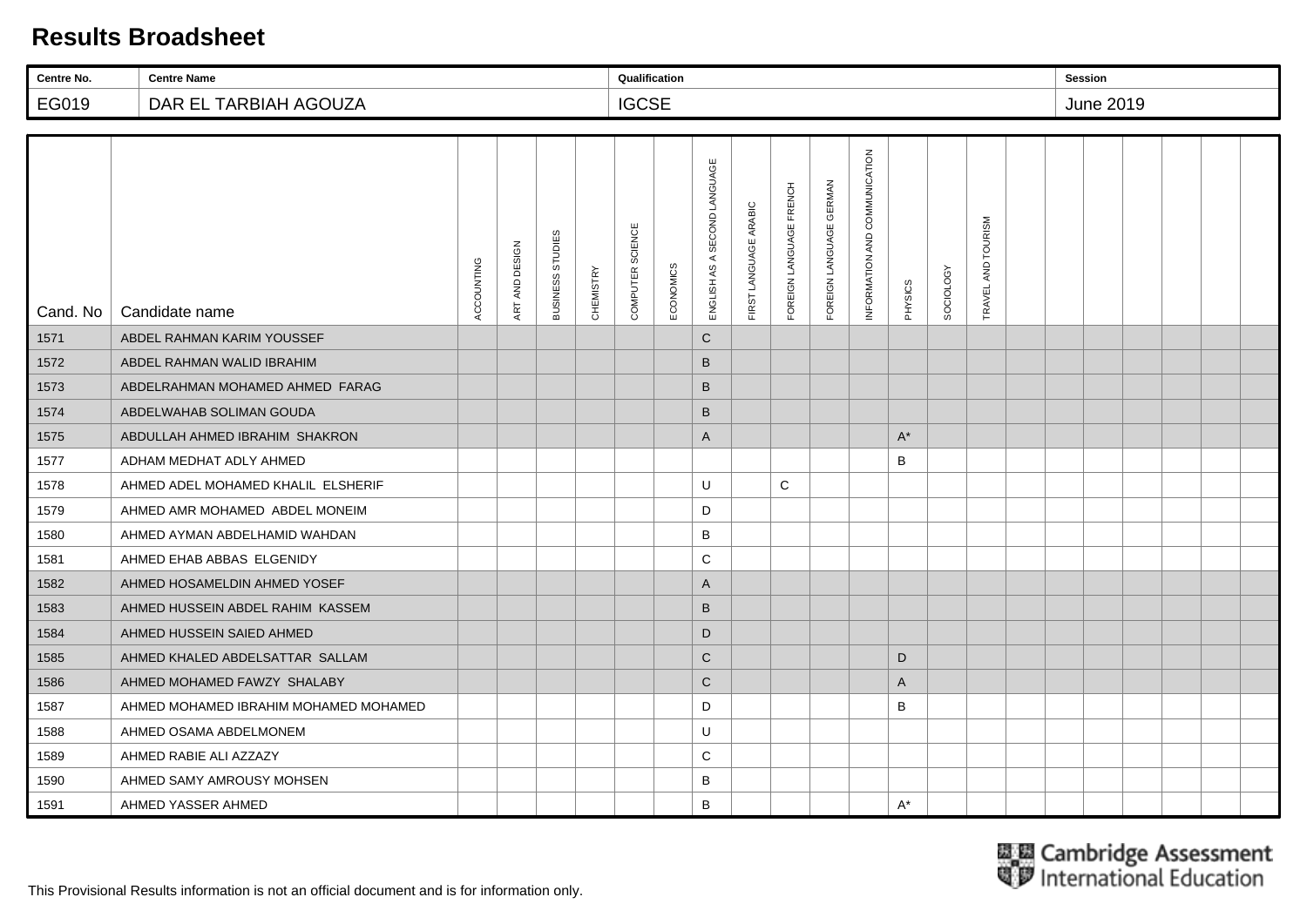# Results Broadsheet

| Centre No. | Centre Name | Qualification | Session |
|---|---|---|---|
| EG019 | DAR EL TARBIAH AGOUZA | IGCSE | June 2019 |

| Cand. No | Candidate name | ACCOUNTING | ART AND DESIGN | BUSINESS STUDIES | CHEMISTRY | COMPUTER SCIENCE | ECONOMICS | ENGLISH AS A SECOND LANGUAGE | FIRST LANGUAGE ARABIC | FOREIGN LANGUAGE FRENCH | FOREIGN LANGUAGE GERMAN | INFORMATION AND COMMUNICATION | PHYSICS | SOCIOLOGY | TRAVEL AND TOURISM | | | | | | | |
|---|---|---|---|---|---|---|---|---|---|---|---|---|---|---|---|---|---|---|---|---|---|---|
| 1571 | ABDEL RAHMAN KARIM YOUSSEF | | | | | | | C | | | | | | | | | | | | | | |
| 1572 | ABDEL RAHMAN WALID IBRAHIM | | | | | | | B | | | | | | | | | | | | | | |
| 1573 | ABDELRAHMAN MOHAMED AHMED FARAG | | | | | | | B | | | | | | | | | | | | | | |
| 1574 | ABDELWAHAB SOLIMAN GOUDA | | | | | | | B | | | | | | | | | | | | | | |
| 1575 | ABDULLAH AHMED IBRAHIM SHAKRON | | | | | | | A | | | | | A* | | | | | | | | | |
| 1577 | ADHAM MEDHAT ADLY AHMED | | | | | | | | | | | | B | | | | | | | | | |
| 1578 | AHMED ADEL MOHAMED KHALIL ELSHERIF | | | | | | | U | | C | | | | | | | | | | | | |
| 1579 | AHMED AMR MOHAMED ABDEL MONEIM | | | | | | | D | | | | | | | | | | | | | | |
| 1580 | AHMED AYMAN ABDELHAMID WAHDAN | | | | | | | B | | | | | | | | | | | | | | |
| 1581 | AHMED EHAB ABBAS ELGENIDY | | | | | | | C | | | | | | | | | | | | | | |
| 1582 | AHMED HOSAMELDIN AHMED YOSEF | | | | | | | A | | | | | | | | | | | | | | |
| 1583 | AHMED HUSSEIN ABDEL RAHIM KASSEM | | | | | | | B | | | | | | | | | | | | | | |
| 1584 | AHMED HUSSEIN SAIED AHMED | | | | | | | D | | | | | | | | | | | | | | |
| 1585 | AHMED KHALED ABDELSATTAR SALLAM | | | | | | | C | | | | | D | | | | | | | | | |
| 1586 | AHMED MOHAMED FAWZY SHALABY | | | | | | | C | | | | | A | | | | | | | | | |
| 1587 | AHMED MOHAMED IBRAHIM MOHAMED MOHAMED | | | | | | | D | | | | | B | | | | | | | | | |
| 1588 | AHMED OSAMA ABDELMONEM | | | | | | | U | | | | | | | | | | | | | | |
| 1589 | AHMED RABIE ALI AZZAZY | | | | | | | C | | | | | | | | | | | | | | |
| 1590 | AHMED SAMY AMROUSY MOHSEN | | | | | | | B | | | | | | | | | | | | | | |
| 1591 | AHMED YASSER AHMED | | | | | | | B | | | | | A* | | | | | | | | | |

Cambridge Assessment International Education

This Provisional Results information is not an official document and is for information only.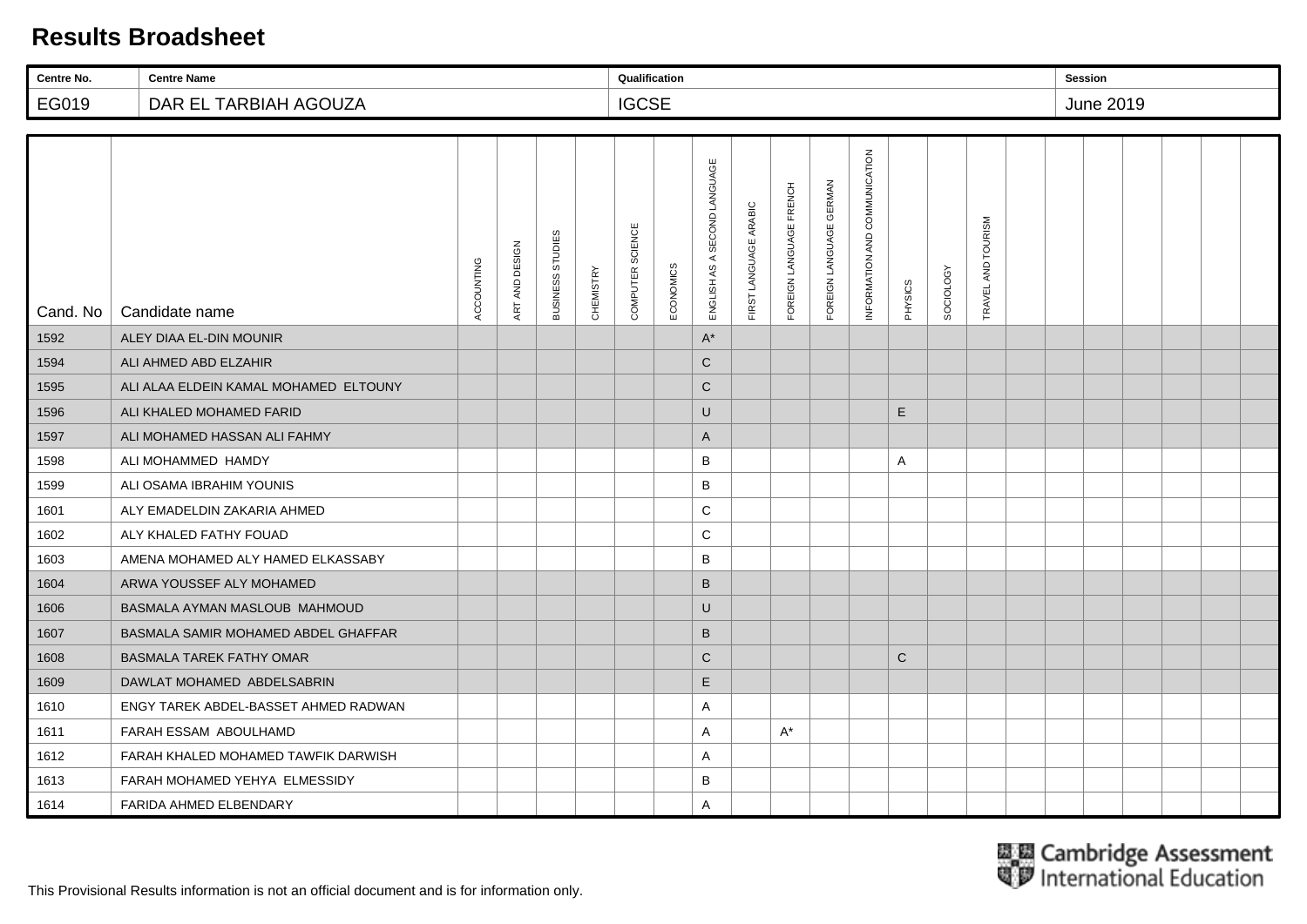# Results Broadsheet

| Centre No. | Centre Name | Qualification | Session |
|---|---|---|---|
| EG019 | DAR EL TARBIAH AGOUZA | IGCSE | June 2019 |

| Cand. No | Candidate name | ACCOUNTING | ART AND DESIGN | BUSINESS STUDIES | CHEMISTRY | COMPUTER SCIENCE | ECONOMICS | ENGLISH AS A SECOND LANGUAGE | FIRST LANGUAGE ARABIC | FOREIGN LANGUAGE FRENCH | FOREIGN LANGUAGE GERMAN | INFORMATION AND COMMUNICATION | PHYSICS | SOCIOLOGY | TRAVEL AND TOURISM | | | | | | | | |
|---|---|---|---|---|---|---|---|---|---|---|---|---|---|---|---|---|---|---|---|---|---|---|---|
| 1592 | ALEY DIAA EL-DIN MOUNIR | | | | | | | A* | | | | | | | | | | | | | | | |
| 1594 | ALI AHMED ABD ELZAHIR | | | | | | | C | | | | | | | | | | | | | | | |
| 1595 | ALI ALAA ELDEIN KAMAL MOHAMED ELTOUNY | | | | | | | C | | | | | | | | | | | | | | | |
| 1596 | ALI KHALED MOHAMED FARID | | | | | | | U | | | | | E | | | | | | | | | | |
| 1597 | ALI MOHAMED HASSAN ALI FAHMY | | | | | | | A | | | | | | | | | | | | | | | |
| 1598 | ALI MOHAMMED HAMDY | | | | | | | B | | | | | A | | | | | | | | | | |
| 1599 | ALI OSAMA IBRAHIM YOUNIS | | | | | | | B | | | | | | | | | | | | | | | |
| 1601 | ALY EMADELDIN ZAKARIA AHMED | | | | | | | C | | | | | | | | | | | | | | | |
| 1602 | ALY KHALED FATHY FOUAD | | | | | | | C | | | | | | | | | | | | | | | |
| 1603 | AMENA MOHAMED ALY HAMED ELKASSABY | | | | | | | B | | | | | | | | | | | | | | | |
| 1604 | ARWA YOUSSEF ALY MOHAMED | | | | | | | B | | | | | | | | | | | | | | | |
| 1606 | BASMALA AYMAN MASLOUB MAHMOUD | | | | | | | U | | | | | | | | | | | | | | | |
| 1607 | BASMALA SAMIR MOHAMED ABDEL GHAFFAR | | | | | | | B | | | | | | | | | | | | | | | |
| 1608 | BASMALA TAREK FATHY OMAR | | | | | | | C | | | | | C | | | | | | | | | | |
| 1609 | DAWLAT MOHAMED ABDELSABRIN | | | | | | | E | | | | | | | | | | | | | | | |
| 1610 | ENGY TAREK ABDEL-BASSET AHMED RADWAN | | | | | | | A | | | | | | | | | | | | | | | |
| 1611 | FARAH ESSAM ABOULHAMD | | | | | | | A | | A* | | | | | | | | | | | | | |
| 1612 | FARAH KHALED MOHAMED TAWFIK DARWISH | | | | | | | A | | | | | | | | | | | | | | | |
| 1613 | FARAH MOHAMED YEHYA ELMESSIDY | | | | | | | B | | | | | | | | | | | | | | | |
| 1614 | FARIDA AHMED ELBENDARY | | | | | | | A | | | | | | | | | | | | | | | |

This Provisional Results information is not an official document and is for information only.

Cambridge Assessment International Education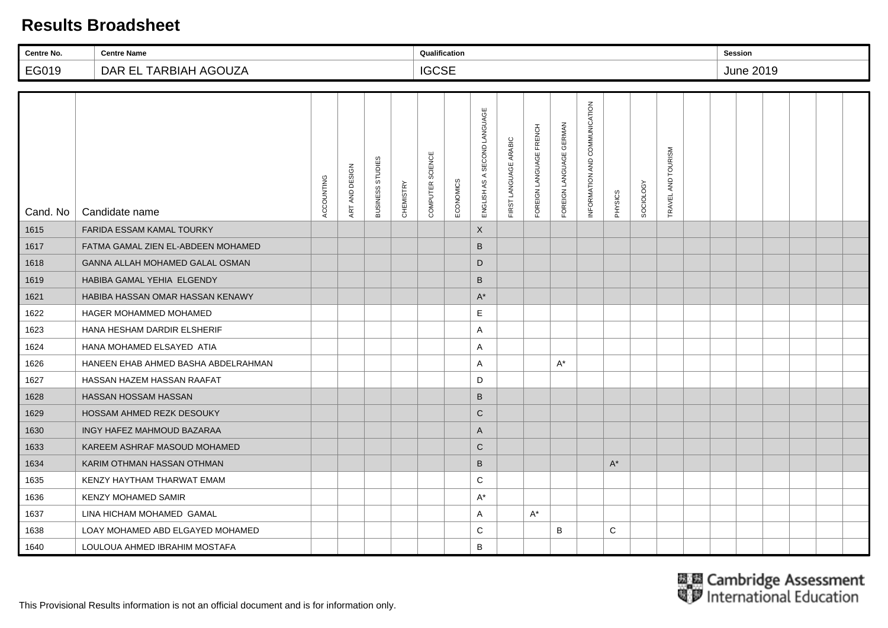# Results Broadsheet

| Centre No. | Centre Name | Qualification | Session |
|---|---|---|---|
| EG019 | DAR EL TARBIAH AGOUZA | IGCSE | June 2019 |

| Cand. No | Candidate name | ACCOUNTING | ART AND DESIGN | BUSINESS STUDIES | CHEMISTRY | COMPUTER SCIENCE | ECONOMICS | ENGLISH AS A SECOND LANGUAGE | FIRST LANGUAGE ARABIC | FOREIGN LANGUAGE FRENCH | FOREIGN LANGUAGE GERMAN | INFORMATION AND COMMUNICATION | PHYSICS | SOCIOLOGY | TRAVEL AND TOURISM | | | | | | | |
|---|---|---|---|---|---|---|---|---|---|---|---|---|---|---|---|---|---|---|---|---|---|---|
| 1615 | FARIDA ESSAM KAMAL TOURKY | | | | | | | X | | | | | | | | | | | | | | |
| 1617 | FATMA GAMAL ZIEN EL-ABDEEN MOHAMED | | | | | | | B | | | | | | | | | | | | | | |
| 1618 | GANNA ALLAH MOHAMED GALAL OSMAN | | | | | | | D | | | | | | | | | | | | | | |
| 1619 | HABIBA GAMAL YEHIA ELGENDY | | | | | | | B | | | | | | | | | | | | | | |
| 1621 | HABIBA HASSAN OMAR HASSAN KENAWY | | | | | | | A* | | | | | | | | | | | | | | |
| 1622 | HAGER MOHAMMED MOHAMED | | | | | | | E | | | | | | | | | | | | | | |
| 1623 | HANA HESHAM DARDIR ELSHERIF | | | | | | | A | | | | | | | | | | | | | | |
| 1624 | HANA MOHAMED ELSAYED ATIA | | | | | | | A | | | | | | | | | | | | | | |
| 1626 | HANEEN EHAB AHMED BASHA ABDELRAHMAN | | | | | | | A | | | A* | | | | | | | | | | | |
| 1627 | HASSAN HAZEM HASSAN RAAFAT | | | | | | | D | | | | | | | | | | | | | | |
| 1628 | HASSAN HOSSAM HASSAN | | | | | | | B | | | | | | | | | | | | | | |
| 1629 | HOSSAM AHMED REZK DESOUKY | | | | | | | C | | | | | | | | | | | | | | |
| 1630 | INGY HAFEZ MAHMOUD BAZARAA | | | | | | | A | | | | | | | | | | | | | | |
| 1633 | KAREEM ASHRAF MASOUD MOHAMED | | | | | | | C | | | | | | | | | | | | | | |
| 1634 | KARIM OTHMAN HASSAN OTHMAN | | | | | | | B | | | | | A* | | | | | | | | | |
| 1635 | KENZY HAYTHAM THARWAT EMAM | | | | | | | C | | | | | | | | | | | | | | |
| 1636 | KENZY MOHAMED SAMIR | | | | | | | A* | | | | | | | | | | | | | | |
| 1637 | LINA HICHAM MOHAMED GAMAL | | | | | | | A | | A* | | | | | | | | | | | | |
| 1638 | LOAY MOHAMED ABD ELGAYED MOHAMED | | | | | | | C | | | B | | C | | | | | | | | | |
| 1640 | LOULOUA AHMED IBRAHIM MOSTAFA | | | | | | | B | | | | | | | | | | | | | | |

This Provisional Results information is not an official document and is for information only.

Cambridge Assessment International Education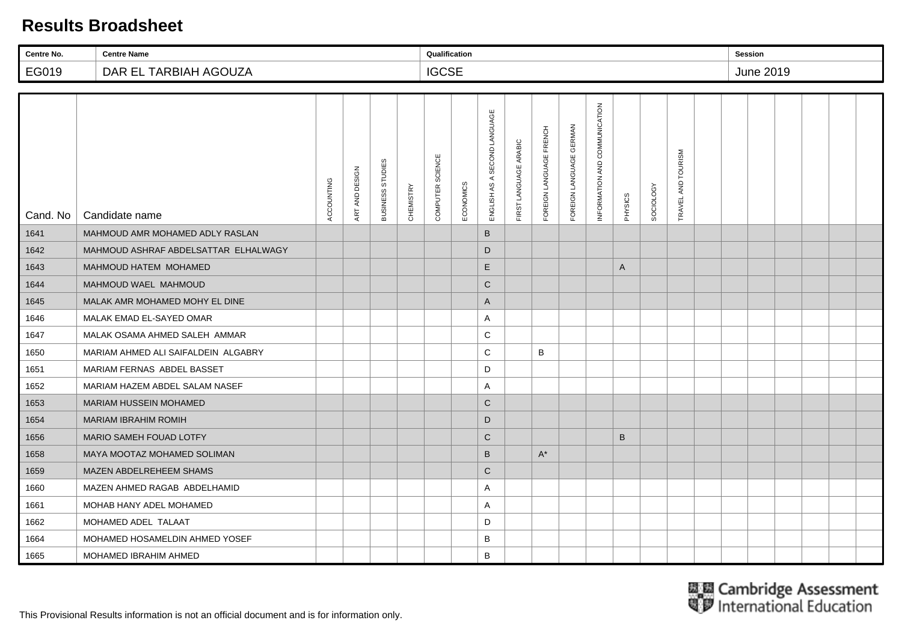# Results Broadsheet

| Centre No. | Centre Name | Qualification | Session |
|---|---|---|---|
| EG019 | DAR EL TARBIAH AGOUZA | IGCSE | June 2019 |

| Cand. No | Candidate name | ACCOUNTING | ART AND DESIGN | BUSINESS STUDIES | CHEMISTRY | COMPUTER SCIENCE | ECONOMICS | ENGLISH AS A SECOND LANGUAGE | FIRST LANGUAGE ARABIC | FOREIGN LANGUAGE FRENCH | FOREIGN LANGUAGE GERMAN | INFORMATION AND COMMUNICATION | PHYSICS | SOCIOLOGY | TRAVEL AND TOURISM | | | | | | | |
|---|---|---|---|---|---|---|---|---|---|---|---|---|---|---|---|---|---|---|---|---|---|---|
| 1641 | MAHMOUD AMR MOHAMED ADLY RASLAN | | | | | | | B | | | | | | | | | | | | | | |
| 1642 | MAHMOUD ASHRAF ABDELSATTAR ELHALWAGY | | | | | | | D | | | | | | | | | | | | | | |
| 1643 | MAHMOUD HATEM MOHAMED | | | | | | | E | | | | | A | | | | | | | | | |
| 1644 | MAHMOUD WAEL MAHMOUD | | | | | | | C | | | | | | | | | | | | | | |
| 1645 | MALAK AMR MOHAMED MOHY EL DINE | | | | | | | A | | | | | | | | | | | | | | |
| 1646 | MALAK EMAD EL-SAYED OMAR | | | | | | | A | | | | | | | | | | | | | | |
| 1647 | MALAK OSAMA AHMED SALEH AMMAR | | | | | | | C | | | | | | | | | | | | | | |
| 1650 | MARIAM AHMED ALI SAIFALDEIN ALGABRY | | | | | | | C | | B | | | | | | | | | | | | |
| 1651 | MARIAM FERNAS ABDEL BASSET | | | | | | | D | | | | | | | | | | | | | | |
| 1652 | MARIAM HAZEM ABDEL SALAM NASEF | | | | | | | A | | | | | | | | | | | | | | |
| 1653 | MARIAM HUSSEIN MOHAMED | | | | | | | C | | | | | | | | | | | | | | |
| 1654 | MARIAM IBRAHIM ROMIH | | | | | | | D | | | | | | | | | | | | | | |
| 1656 | MARIO SAMEH FOUAD LOTFY | | | | | | | C | | | | | B | | | | | | | | | |
| 1658 | MAYA MOOTAZ MOHAMED SOLIMAN | | | | | | | B | | A* | | | | | | | | | | | | |
| 1659 | MAZEN ABDELREHEEM SHAMS | | | | | | | C | | | | | | | | | | | | | | |
| 1660 | MAZEN AHMED RAGAB ABDELHAMID | | | | | | | A | | | | | | | | | | | | | | |
| 1661 | MOHAB HANY ADEL MOHAMED | | | | | | | A | | | | | | | | | | | | | | |
| 1662 | MOHAMED ADEL TALAAT | | | | | | | D | | | | | | | | | | | | | | |
| 1664 | MOHAMED HOSAMELDIN AHMED YOSEF | | | | | | | B | | | | | | | | | | | | | | |
| 1665 | MOHAMED IBRAHIM AHMED | | | | | | | B | | | | | | | | | | | | | | |

Cambridge Assessment International Education

This Provisional Results information is not an official document and is for information only.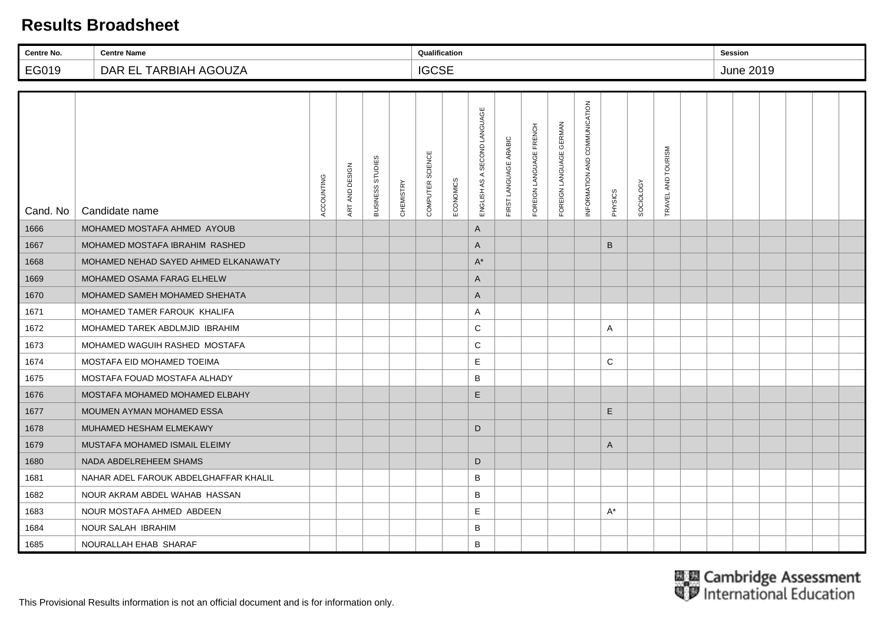# Results Broadsheet

| Centre No. | Centre Name | Qualification | Session |
|---|---|---|---|
| EG019 | DAR EL TARBIAH AGOUZA | IGCSE | June 2019 |

| Cand. No | Candidate name | ACCOUNTING | ART AND DESIGN | BUSINESS STUDIES | CHEMISTRY | COMPUTER SCIENCE | ECONOMICS | ENGLISH AS A SECOND LANGUAGE | FIRST LANGUAGE ARABIC | FOREIGN LANGUAGE FRENCH | FOREIGN LANGUAGE GERMAN | INFORMATION AND COMMUNICATION | PHYSICS | SOCIOLOGY | TRAVEL AND TOURISM |
|---|---|---|---|---|---|---|---|---|---|---|---|---|---|---|---|
| 1666 | MOHAMED MOSTAFA AHMED AYOUB | | | | | | | A | | | | | | | |
| 1667 | MOHAMED MOSTAFA IBRAHIM RASHED | | | | | | | A | | | | | B | | |
| 1668 | MOHAMED NEHAD SAYED AHMED ELKANAWATY | | | | | | | A* | | | | | | | |
| 1669 | MOHAMED OSAMA FARAG ELHELW | | | | | | | A | | | | | | | |
| 1670 | MOHAMED SAMEH MOHAMED SHEHATA | | | | | | | A | | | | | | | |
| 1671 | MOHAMED TAMER FAROUK KHALIFA | | | | | | | A | | | | | | | |
| 1672 | MOHAMED TAREK ABDLMJID IBRAHIM | | | | | | | C | | | | | A | | |
| 1673 | MOHAMED WAGUIH RASHED MOSTAFA | | | | | | | C | | | | | | | |
| 1674 | MOSTAFA EID MOHAMED TOEIMA | | | | | | | E | | | | | C | | |
| 1675 | MOSTAFA FOUAD MOSTAFA ALHADY | | | | | | | B | | | | | | | |
| 1676 | MOSTAFA MOHAMED MOHAMED ELBAHY | | | | | | | E | | | | | | | |
| 1677 | MOUMEN AYMAN MOHAMED ESSA | | | | | | | | | | | | E | | |
| 1678 | MUHAMED HESHAM ELMEKAWY | | | | | | | D | | | | | | | |
| 1679 | MUSTAFA MOHAMED ISMAIL ELEIMY | | | | | | | | | | | | A | | |
| 1680 | NADA ABDELREHEEM SHAMS | | | | | | | D | | | | | | | |
| 1681 | NAHAR ADEL FAROUK ABDELGHAFFAR KHALIL | | | | | | | B | | | | | | | |
| 1682 | NOUR AKRAM ABDEL WAHAB HASSAN | | | | | | | B | | | | | | | |
| 1683 | NOUR MOSTAFA AHMED ABDEEN | | | | | | | E | | | | | A* | | |
| 1684 | NOUR SALAH IBRAHIM | | | | | | | B | | | | | | | |
| 1685 | NOURALLAH EHAB SHARAF | | | | | | | B | | | | | | | |

This Provisional Results information is not an official document and is for information only.

Cambridge Assessment International Education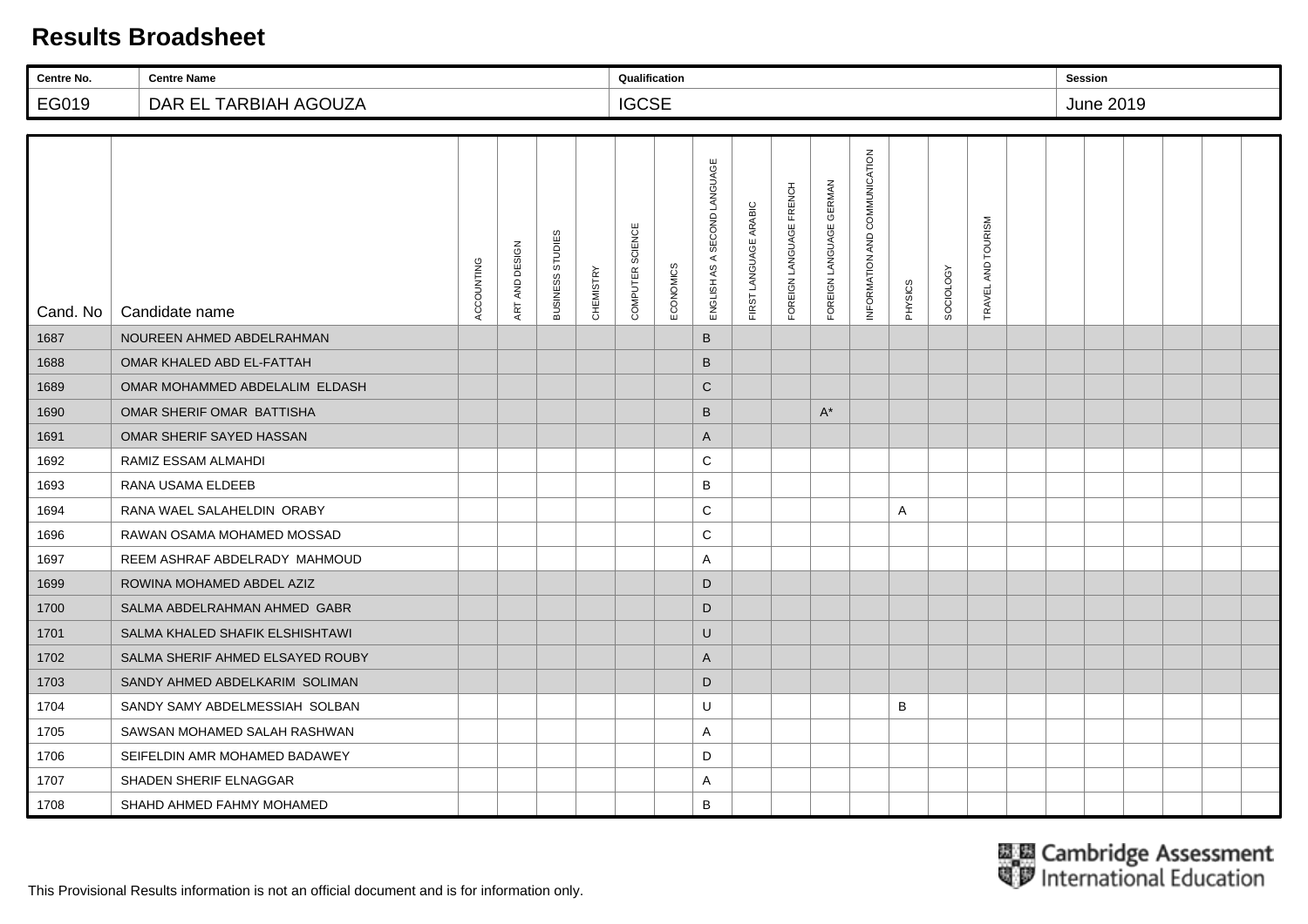# Results Broadsheet

| Centre No. | Centre Name | Qualification | Session |
|---|---|---|---|
| EG019 | DAR EL TARBIAH AGOUZA | IGCSE | June 2019 |

| Cand. No | Candidate name | ACCOUNTING | ART AND DESIGN | BUSINESS STUDIES | CHEMISTRY | COMPUTER SCIENCE | ECONOMICS | ENGLISH AS A SECOND LANGUAGE | FIRST LANGUAGE ARABIC | FOREIGN LANGUAGE FRENCH | FOREIGN LANGUAGE GERMAN | INFORMATION AND COMMUNICATION | PHYSICS | SOCIOLOGY | TRAVEL AND TOURISM | | | | | | | |
|---|---|---|---|---|---|---|---|---|---|---|---|---|---|---|---|---|---|---|---|---|---|---|
| 1687 | NOUREEN AHMED ABDELRAHMAN | | | | | | | B | | | | | | | | | | | | | | |
| 1688 | OMAR KHALED ABD EL-FATTAH | | | | | | | B | | | | | | | | | | | | | | |
| 1689 | OMAR MOHAMMED ABDELALIM ELDASH | | | | | | | C | | | | | | | | | | | | | | |
| 1690 | OMAR SHERIF OMAR BATTISHA | | | | | | | B | | | A* | | | | | | | | | | | |
| 1691 | OMAR SHERIF SAYED HASSAN | | | | | | | A | | | | | | | | | | | | | | |
| 1692 | RAMIZ ESSAM ALMAHDI | | | | | | | C | | | | | | | | | | | | | | |
| 1693 | RANA USAMA ELDEEB | | | | | | | B | | | | | | | | | | | | | | |
| 1694 | RANA WAEL SALAHELDIN ORABY | | | | | | | C | | | | | A | | | | | | | | | |
| 1696 | RAWAN OSAMA MOHAMED MOSSAD | | | | | | | C | | | | | | | | | | | | | | |
| 1697 | REEM ASHRAF ABDELRADY MAHMOUD | | | | | | | A | | | | | | | | | | | | | | |
| 1699 | ROWINA MOHAMED ABDEL AZIZ | | | | | | | D | | | | | | | | | | | | | | |
| 1700 | SALMA ABDELRAHMAN AHMED GABR | | | | | | | D | | | | | | | | | | | | | | |
| 1701 | SALMA KHALED SHAFIK ELSHISHTAWI | | | | | | | U | | | | | | | | | | | | | | |
| 1702 | SALMA SHERIF AHMED ELSAYED ROUBY | | | | | | | A | | | | | | | | | | | | | | |
| 1703 | SANDY AHMED ABDELKARIM SOLIMAN | | | | | | | D | | | | | | | | | | | | | | |
| 1704 | SANDY SAMY ABDELMESSIAH SOLBAN | | | | | | | U | | | | | B | | | | | | | | | |
| 1705 | SAWSAN MOHAMED SALAH RASHWAN | | | | | | | A | | | | | | | | | | | | | | |
| 1706 | SEIFELDIN AMR MOHAMED BADAWEY | | | | | | | D | | | | | | | | | | | | | | |
| 1707 | SHADEN SHERIF ELNAGGAR | | | | | | | A | | | | | | | | | | | | | | |
| 1708 | SHAHD AHMED FAHMY MOHAMED | | | | | | | B | | | | | | | | | | | | | | |

Cambridge Assessment International Education

This Provisional Results information is not an official document and is for information only.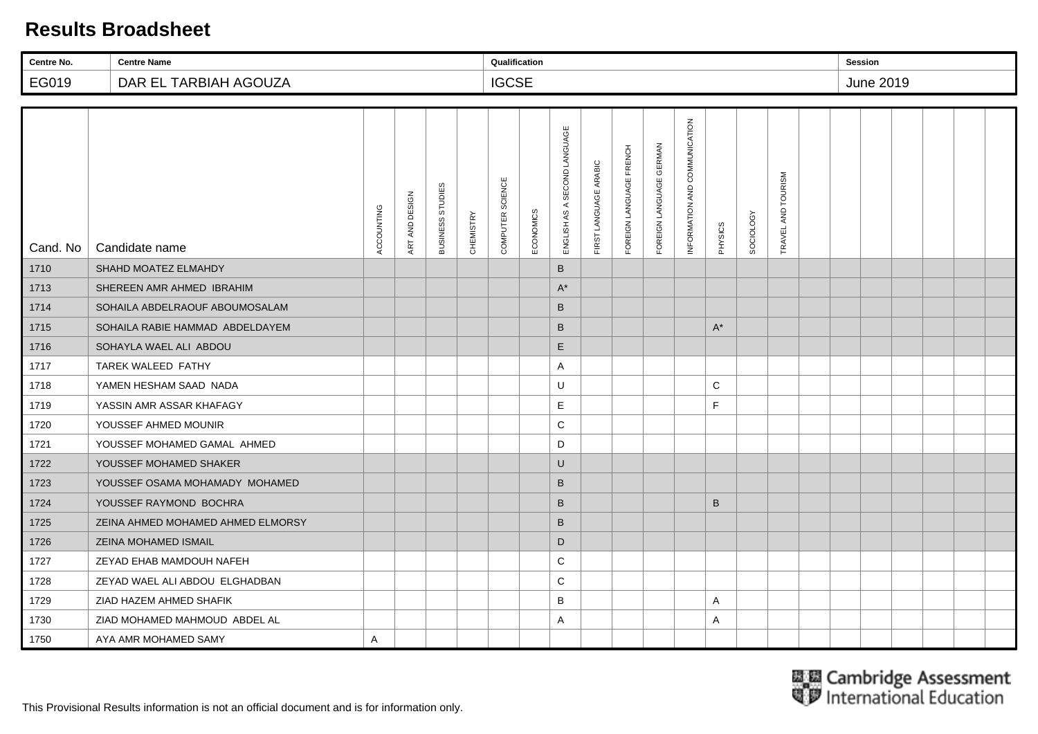# Results Broadsheet

| Centre No. | Centre Name | Qualification | Session |
|---|---|---|---|
| EG019 | DAR EL TARBIAH AGOUZA | IGCSE | June 2019 |

| Cand. No | Candidate name | ACCOUNTING | ART AND DESIGN | BUSINESS STUDIES | CHEMISTRY | COMPUTER SCIENCE | ECONOMICS | ENGLISH AS A SECOND LANGUAGE | FIRST LANGUAGE ARABIC | FOREIGN LANGUAGE FRENCH | FOREIGN LANGUAGE GERMAN | INFORMATION AND COMMUNICATION | PHYSICS | SOCIOLOGY | TRAVEL AND TOURISM |
|---|---|---|---|---|---|---|---|---|---|---|---|---|---|---|---|
| 1710 | SHAHD MOATEZ ELMAHDY | | | | | | | B | | | | | | | |
| 1713 | SHEREEN AMR AHMED IBRAHIM | | | | | | | A* | | | | | | | |
| 1714 | SOHAILA ABDELRAOUF ABOUMOSALAM | | | | | | | B | | | | | | | |
| 1715 | SOHAILA RABIE HAMMAD ABDELDAYEM | | | | | | | B | | | | | A* | | |
| 1716 | SOHAYLA WAEL ALI ABDOU | | | | | | | E | | | | | | | |
| 1717 | TAREK WALEED FATHY | | | | | | | A | | | | | | | |
| 1718 | YAMEN HESHAM SAAD NADA | | | | | | | U | | | | | C | | |
| 1719 | YASSIN AMR ASSAR KHAFAGY | | | | | | | E | | | | | F | | |
| 1720 | YOUSSEF AHMED MOUNIR | | | | | | | C | | | | | | | |
| 1721 | YOUSSEF MOHAMED GAMAL AHMED | | | | | | | D | | | | | | | |
| 1722 | YOUSSEF MOHAMED SHAKER | | | | | | | U | | | | | | | |
| 1723 | YOUSSEF OSAMA MOHAMADY MOHAMED | | | | | | | B | | | | | | | |
| 1724 | YOUSSEF RAYMOND BOCHRA | | | | | | | B | | | | | B | | |
| 1725 | ZEINA AHMED MOHAMED AHMED ELMORSY | | | | | | | B | | | | | | | |
| 1726 | ZEINA MOHAMED ISMAIL | | | | | | | D | | | | | | | |
| 1727 | ZEYAD EHAB MAMDOUH NAFEH | | | | | | | C | | | | | | | |
| 1728 | ZEYAD WAEL ALI ABDOU ELGHADBAN | | | | | | | C | | | | | | | |
| 1729 | ZIAD HAZEM AHMED SHAFIK | | | | | | | B | | | | | A | | |
| 1730 | ZIAD MOHAMED MAHMOUD ABDEL AL | | | | | | | A | | | | | A | | |
| 1750 | AYA AMR MOHAMED SAMY | A | | | | | | | | | | | | | |

This Provisional Results information is not an official document and is for information only.

Cambridge Assessment International Education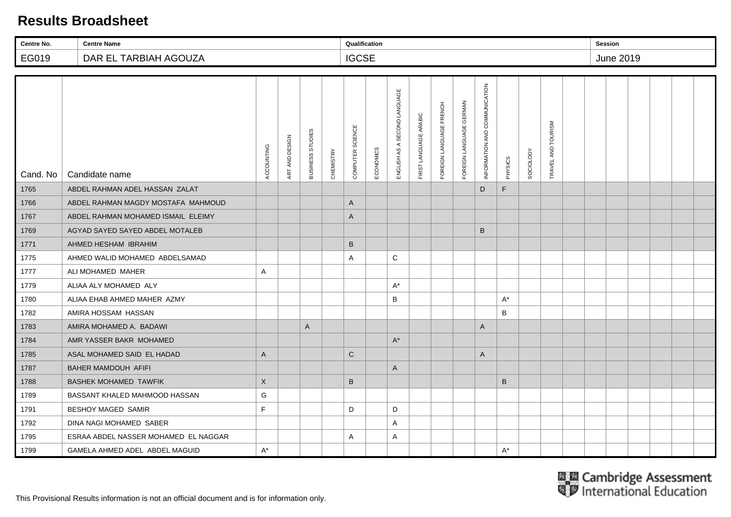# Results Broadsheet

| Centre No. | Centre Name | Qualification | Session |
|---|---|---|---|
| EG019 | DAR EL TARBIAH AGOUZA | IGCSE | June 2019 |

| Cand. No | Candidate name | ACCOUNTING | ART AND DESIGN | BUSINESS STUDIES | CHEMISTRY | COMPUTER SCIENCE | ECONOMICS | ENGLISH AS A SECOND LANGUAGE | FIRST LANGUAGE ARABIC | FOREIGN LANGUAGE FRENCH | FOREIGN LANGUAGE GERMAN | INFORMATION AND COMMUNICATION | PHYSICS | SOCIOLOGY | TRAVEL AND TOURISM | | | | | | | |
|---|---|---|---|---|---|---|---|---|---|---|---|---|---|---|---|---|---|---|---|---|---|---|
| 1765 | ABDEL RAHMAN ADEL HASSAN ZALAT | | | | | | | | | | | D | F | | | | | | | | | |
| 1766 | ABDEL RAHMAN MAGDY MOSTAFA MAHMOUD | | | | | A | | | | | | | | | | | | | | | | |
| 1767 | ABDEL RAHMAN MOHAMED ISMAIL ELEIMY | | | | | A | | | | | | | | | | | | | | | | |
| 1769 | AGYAD SAYED SAYED ABDEL MOTALEB | | | | | | | | | | | B | | | | | | | | | | |
| 1771 | AHMED HESHAM IBRAHIM | | | | | B | | | | | | | | | | | | | | | | |
| 1775 | AHMED WALID MOHAMED ABDELSAMAD | | | | | A | | C | | | | | | | | | | | | | | |
| 1777 | ALI MOHAMED MAHER | A | | | | | | | | | | | | | | | | | | | | |
| 1779 | ALIAA ALY MOHAMED ALY | | | | | | | A* | | | | | | | | | | | | | | |
| 1780 | ALIAA EHAB AHMED MAHER AZMY | | | | | | | B | | | | | A* | | | | | | | | | |
| 1782 | AMIRA HOSSAM HASSAN | | | | | | | | | | | | B | | | | | | | | | |
| 1783 | AMIRA MOHAMED A. BADAWI | | | A | | | | | | | | A | | | | | | | | | | |
| 1784 | AMR YASSER BAKR MOHAMED | | | | | | | A* | | | | | | | | | | | | | | |
| 1785 | ASAL MOHAMED SAID EL HADAD | A | | | | C | | | | | | A | | | | | | | | | | |
| 1787 | BAHER MAMDOUH AFIFI | | | | | | | A | | | | | | | | | | | | | | |
| 1788 | BASHEK MOHAMED TAWFIK | X | | | | B | | | | | | | B | | | | | | | | | |
| 1789 | BASSANT KHALED MAHMOOD HASSAN | G | | | | | | | | | | | | | | | | | | | | |
| 1791 | BESHOY MAGED SAMIR | F | | | | D | | D | | | | | | | | | | | | | | |
| 1792 | DINA NAGI MOHAMED SABER | | | | | | | A | | | | | | | | | | | | | | |
| 1795 | ESRAA ABDEL NASSER MOHAMED EL NAGGAR | | | | | A | | A | | | | | | | | | | | | | | |
| 1799 | GAMELA AHMED ADEL ABDEL MAGUID | A* | | | | | | | | | | | A* | | | | | | | | | |

This Provisional Results information is not an official document and is for information only.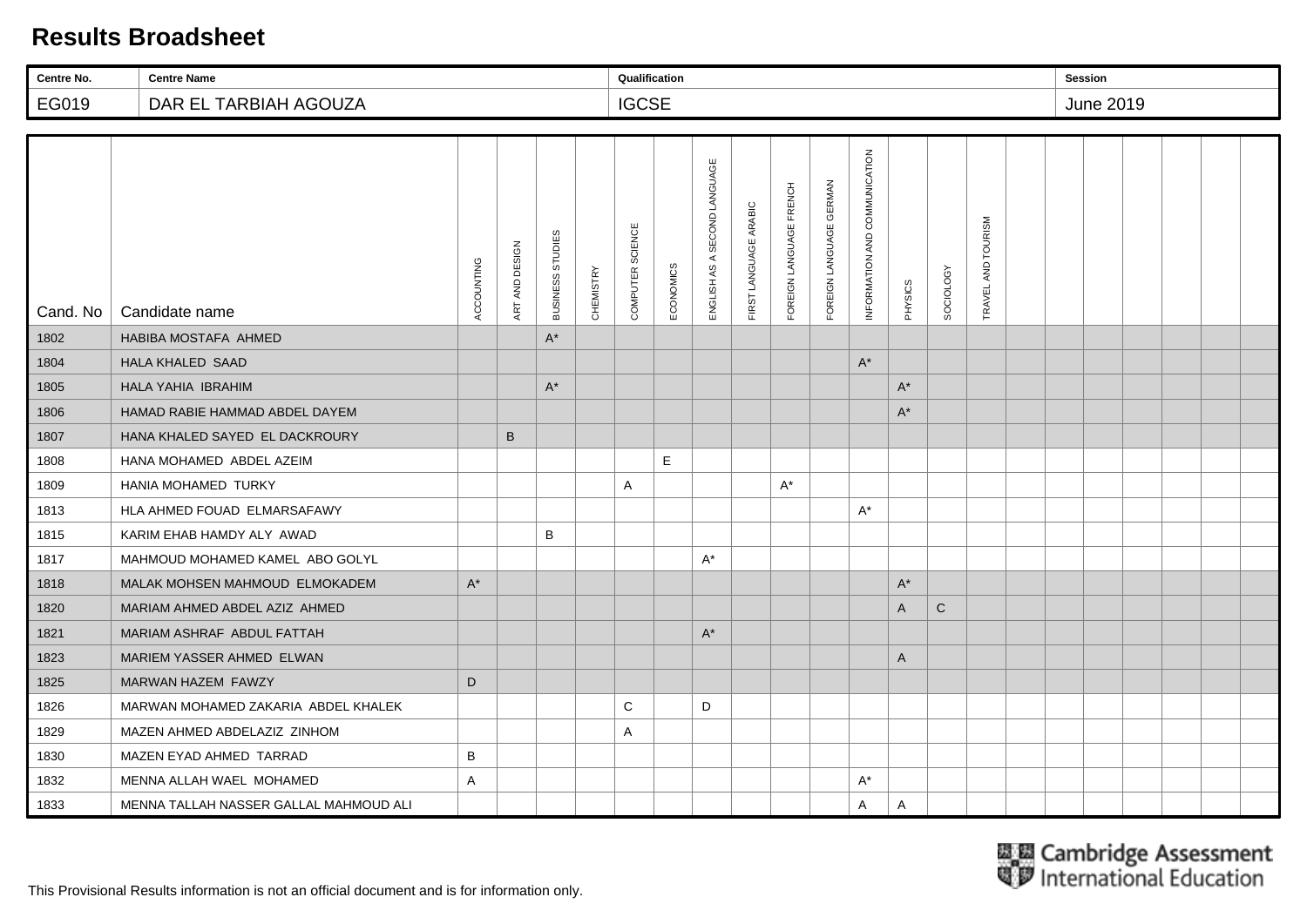# Results Broadsheet

| Centre No. | Centre Name | Qualification | Session |
|---|---|---|---|
| EG019 | DAR EL TARBIAH AGOUZA | IGCSE | June 2019 |

| Cand. No | Candidate name | ACCOUNTING | ART AND DESIGN | BUSINESS STUDIES | CHEMISTRY | COMPUTER SCIENCE | ECONOMICS | ENGLISH AS A SECOND LANGUAGE | FIRST LANGUAGE ARABIC | FOREIGN LANGUAGE FRENCH | FOREIGN LANGUAGE GERMAN | INFORMATION AND COMMUNICATION | PHYSICS | SOCIOLOGY | TRAVEL AND TOURISM | | | | | | | |
|---|---|---|---|---|---|---|---|---|---|---|---|---|---|---|---|---|---|---|---|---|---|---|
| 1802 | HABIBA MOSTAFA AHMED | | | A* | | | | | | | | | | | | | | | | | | |
| 1804 | HALA KHALED SAAD | | | | | | | | | | | A* | | | | | | | | | | |
| 1805 | HALA YAHIA IBRAHIM | | | A* | | | | | | | | | A* | | | | | | | | | |
| 1806 | HAMAD RABIE HAMMAD ABDEL DAYEM | | | | | | | | | | | | A* | | | | | | | | | |
| 1807 | HANA KHALED SAYED EL DACKROURY | | B | | | | | | | | | | | | | | | | | | | |
| 1808 | HANA MOHAMED ABDEL AZEIM | | | | | | E | | | | | | | | | | | | | | | |
| 1809 | HANIA MOHAMED TURKY | | | | | A | | | | A* | | | | | | | | | | | | |
| 1813 | HLA AHMED FOUAD ELMARSAFAWY | | | | | | | | | | | A* | | | | | | | | | | |
| 1815 | KARIM EHAB HAMDY ALY AWAD | | | B | | | | | | | | | | | | | | | | | | |
| 1817 | MAHMOUD MOHAMED KAMEL ABO GOLYL | | | | | | | A* | | | | | | | | | | | | | | |
| 1818 | MALAK MOHSEN MAHMOUD ELMOKADEM | A* | | | | | | | | | | | A* | | | | | | | | | |
| 1820 | MARIAM AHMED ABDEL AZIZ AHMED | | | | | | | | | | | | A | C | | | | | | | | |
| 1821 | MARIAM ASHRAF ABDUL FATTAH | | | | | | | A* | | | | | | | | | | | | | | |
| 1823 | MARIEM YASSER AHMED ELWAN | | | | | | | | | | | | A | | | | | | | | | |
| 1825 | MARWAN HAZEM FAWZY | D | | | | | | | | | | | | | | | | | | | | |
| 1826 | MARWAN MOHAMED ZAKARIA ABDEL KHALEK | | | | | C | | D | | | | | | | | | | | | | | |
| 1829 | MAZEN AHMED ABDELAZIZ ZINHOM | | | | | A | | | | | | | | | | | | | | | | |
| 1830 | MAZEN EYAD AHMED TARRAD | B | | | | | | | | | | | | | | | | | | | | |
| 1832 | MENNA ALLAH WAEL MOHAMED | A | | | | | | | | | | A* | | | | | | | | | | |
| 1833 | MENNA TALLAH NASSER GALLAL MAHMOUD ALI | | | | | | | | | | | A | A | | | | | | | | | |

This Provisional Results information is not an official document and is for information only.

Cambridge Assessment International Education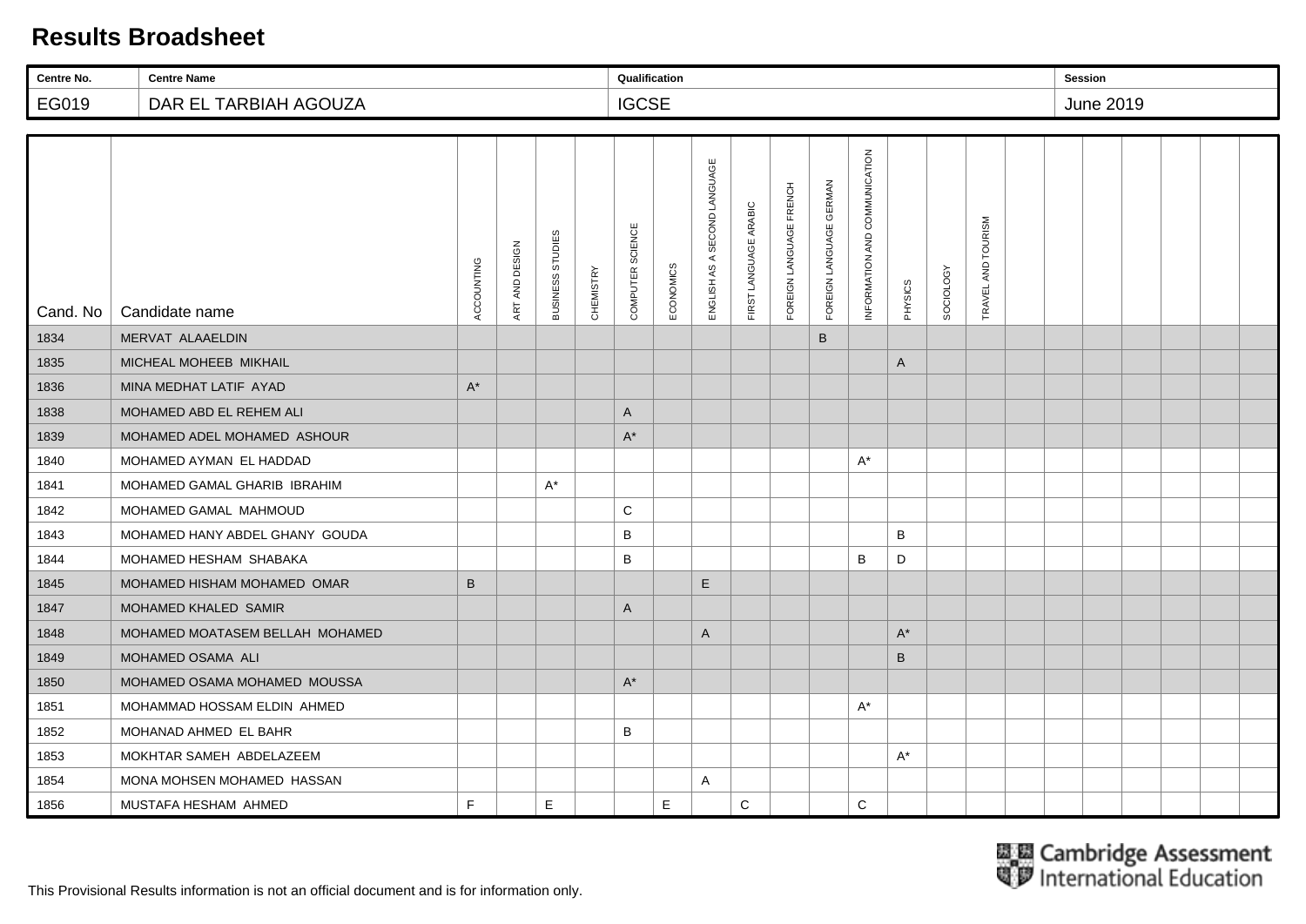# Results Broadsheet

| Centre No. | Centre Name | Qualification | Session |
|---|---|---|---|
| EG019 | DAR EL TARBIAH AGOUZA | IGCSE | June 2019 |

| Cand. No | Candidate name | ACCOUNTING | ART AND DESIGN | BUSINESS STUDIES | CHEMISTRY | COMPUTER SCIENCE | ECONOMICS | ENGLISH AS A SECOND LANGUAGE | FIRST LANGUAGE ARABIC | FOREIGN LANGUAGE FRENCH | FOREIGN LANGUAGE GERMAN | INFORMATION AND COMMUNICATION | PHYSICS | SOCIOLOGY | TRAVEL AND TOURISM |
|---|---|---|---|---|---|---|---|---|---|---|---|---|---|---|---|
| 1834 | MERVAT ALAAELDIN | | | | | | | | | | B | | | | |
| 1835 | MICHEAL MOHEEB MIKHAIL | | | | | | | | | | | | A | | |
| 1836 | MINA MEDHAT LATIF AYAD | A* | | | | | | | | | | | | | |
| 1838 | MOHAMED ABD EL REHEM ALI | | | | | A | | | | | | | | | |
| 1839 | MOHAMED ADEL MOHAMED ASHOUR | | | | | A* | | | | | | | | | |
| 1840 | MOHAMED AYMAN EL HADDAD | | | | | | | | | | | A* | | | |
| 1841 | MOHAMED GAMAL GHARIB IBRAHIM | | | A* | | | | | | | | | | | |
| 1842 | MOHAMED GAMAL MAHMOUD | | | | | C | | | | | | | | | |
| 1843 | MOHAMED HANY ABDEL GHANY GOUDA | | | | | B | | | | | | | B | | |
| 1844 | MOHAMED HESHAM SHABAKA | | | | | B | | | | | | B | D | | |
| 1845 | MOHAMED HISHAM MOHAMED OMAR | B | | | | | | E | | | | | | | |
| 1847 | MOHAMED KHALED SAMIR | | | | | A | | | | | | | | | |
| 1848 | MOHAMED MOATASEM BELLAH MOHAMED | | | | | | | A | | | | | A* | | |
| 1849 | MOHAMED OSAMA ALI | | | | | | | | | | | | B | | |
| 1850 | MOHAMED OSAMA MOHAMED MOUSSA | | | | | A* | | | | | | | | | |
| 1851 | MOHAMMAD HOSSAM ELDIN AHMED | | | | | | | | | | | A* | | | |
| 1852 | MOHANAD AHMED EL BAHR | | | | | B | | | | | | | | | |
| 1853 | MOKHTAR SAMEH ABDELAZEEM | | | | | | | | | | | | A* | | |
| 1854 | MONA MOHSEN MOHAMED HASSAN | | | | | | | A | | | | | | | |
| 1856 | MUSTAFA HESHAM AHMED | F | | E | | | E | | C | | | C | | | |

Cambridge Assessment International Education

This Provisional Results information is not an official document and is for information only.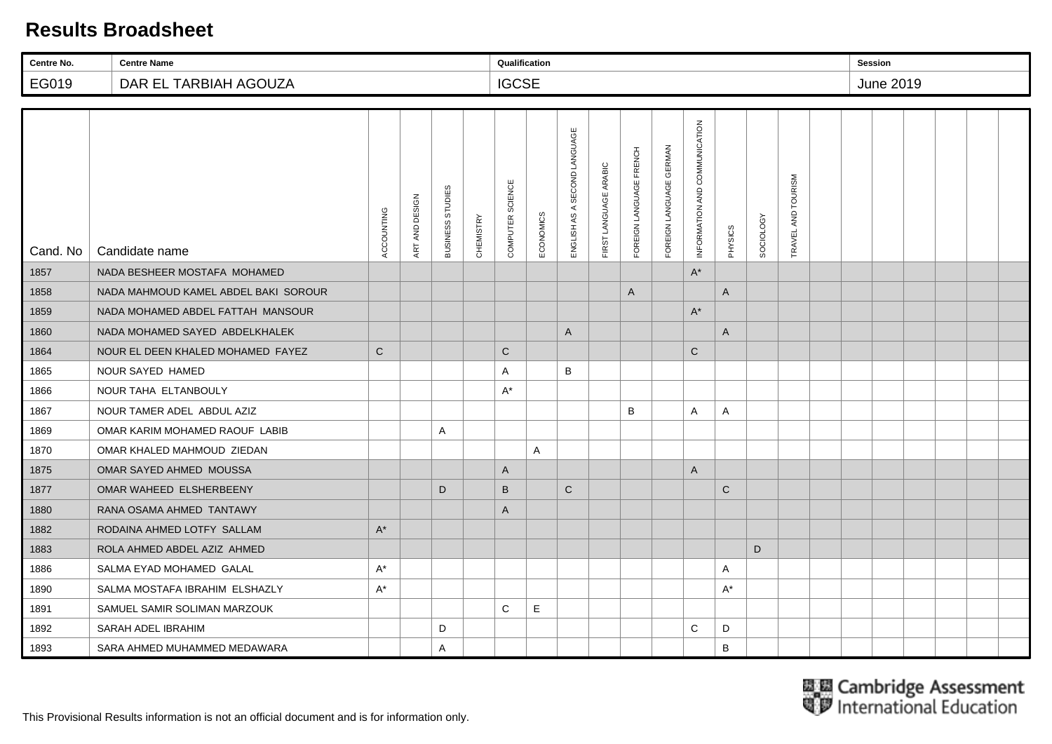# Results Broadsheet

| Centre No. | Centre Name | Qualification | Session |
|---|---|---|---|
| EG019 | DAR EL TARBIAH AGOUZA | IGCSE | June 2019 |

| Cand. No | Candidate name | ACCOUNTING | ART AND DESIGN | BUSINESS STUDIES | CHEMISTRY | COMPUTER SCIENCE | ECONOMICS | ENGLISH AS A SECOND LANGUAGE | FIRST LANGUAGE ARABIC | FOREIGN LANGUAGE FRENCH | FOREIGN LANGUAGE GERMAN | INFORMATION AND COMMUNICATION | PHYSICS | SOCIOLOGY | TRAVEL AND TOURISM |
|---|---|---|---|---|---|---|---|---|---|---|---|---|---|---|---|
| 1857 | NADA BESHEER MOSTAFA MOHAMED | | | | | | | | | | | A* | | | |
| 1858 | NADA MAHMOUD KAMEL ABDEL BAKI SOROUR | | | | | | | | | A | | | A | | |
| 1859 | NADA MOHAMED ABDEL FATTAH MANSOUR | | | | | | | | | | | A* | | | |
| 1860 | NADA MOHAMED SAYED ABDELKHALEK | | | | | | | A | | | | | A | | |
| 1864 | NOUR EL DEEN KHALED MOHAMED FAYEZ | C | | | | C | | | | | | C | | | |
| 1865 | NOUR SAYED HAMED | | | | | A | | B | | | | | | | |
| 1866 | NOUR TAHA ELTANBOULY | | | | | A* | | | | | | | | | |
| 1867 | NOUR TAMER ADEL ABDUL AZIZ | | | | | | | | | B | | A | A | | |
| 1869 | OMAR KARIM MOHAMED RAOUF LABIB | | | A | | | | | | | | | | | |
| 1870 | OMAR KHALED MAHMOUD ZIEDAN | | | | | | A | | | | | | | | |
| 1875 | OMAR SAYED AHMED MOUSSA | | | | | A | | | | | | A | | | |
| 1877 | OMAR WAHEED ELSHERBEENY | | | D | | B | | C | | | | | C | | |
| 1880 | RANA OSAMA AHMED TANTAWY | | | | | A | | | | | | | | | |
| 1882 | RODAINA AHMED LOTFY SALLAM | A* | | | | | | | | | | | | | |
| 1883 | ROLA AHMED ABDEL AZIZ AHMED | | | | | | | | | | | | | D | |
| 1886 | SALMA EYAD MOHAMED GALAL | A* | | | | | | | | | | | A | | |
| 1890 | SALMA MOSTAFA IBRAHIM ELSHAZLY | A* | | | | | | | | | | | A* | | |
| 1891 | SAMUEL SAMIR SOLIMAN MARZOUK | | | | | C | E | | | | | | | | |
| 1892 | SARAH ADEL IBRAHIM | | | D | | | | | | | | C | D | | |
| 1893 | SARA AHMED MUHAMMED MEDAWARA | | | A | | | | | | | | | B | | |

This Provisional Results information is not an official document and is for information only.

Cambridge Assessment International Education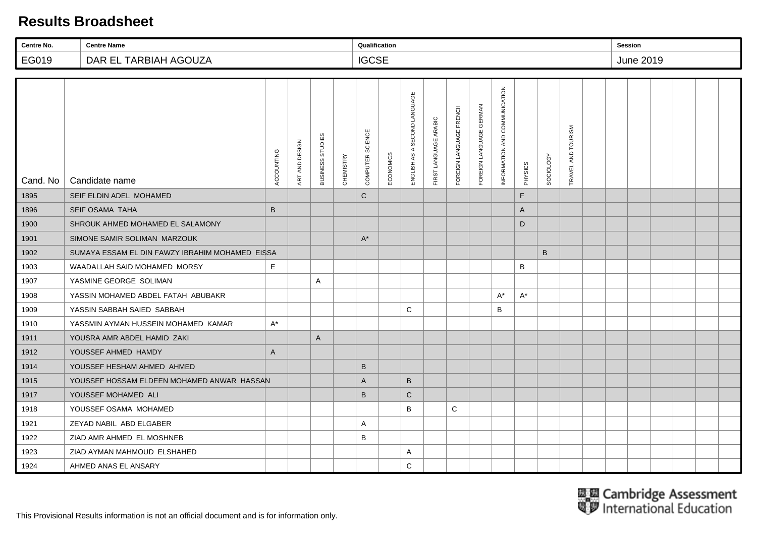# Results Broadsheet

| Centre No. | Centre Name | Qualification | Session |
|---|---|---|---|
| EG019 | DAR EL TARBIAH AGOUZA | IGCSE | June 2019 |

| Cand. No | Candidate name | ACCOUNTING | ART AND DESIGN | BUSINESS STUDIES | CHEMISTRY | COMPUTER SCIENCE | ECONOMICS | ENGLISH AS A SECOND LANGUAGE | FIRST LANGUAGE ARABIC | FOREIGN LANGUAGE FRENCH | FOREIGN LANGUAGE GERMAN | INFORMATION AND COMMUNICATION | PHYSICS | SOCIOLOGY | TRAVEL AND TOURISM |
|---|---|---|---|---|---|---|---|---|---|---|---|---|---|---|---|
| 1895 | SEIF ELDIN ADEL MOHAMED | | | | | C | | | | | | | F | | |
| 1896 | SEIF OSAMA TAHA | B | | | | | | | | | | | A | | |
| 1900 | SHROUK AHMED MOHAMED EL SALAMONY | | | | | | | | | | | | D | | |
| 1901 | SIMONE SAMIR SOLIMAN MARZOUK | | | | | A* | | | | | | | | | |
| 1902 | SUMAYA ESSAM EL DIN FAWZY IBRAHIM MOHAMED EISSA | | | | | | | | | | | | | B | |
| 1903 | WAADALLAH SAID MOHAMED MORSY | E | | | | | | | | | | | B | | |
| 1907 | YASMINE GEORGE SOLIMAN | | | A | | | | | | | | | | | |
| 1908 | YASSIN MOHAMED ABDEL FATAH ABUBAKR | | | | | | | | | | | A* | A* | | |
| 1909 | YASSIN SABBAH SAIED SABBAH | | | | | | | C | | | | B | | | |
| 1910 | YASSMIN AYMAN HUSSEIN MOHAMED KAMAR | A* | | | | | | | | | | | | | |
| 1911 | YOUSRA AMR ABDEL HAMID ZAKI | | | A | | | | | | | | | | | |
| 1912 | YOUSSEF AHMED HAMDY | A | | | | | | | | | | | | | |
| 1914 | YOUSSEF HESHAM AHMED AHMED | | | | | B | | | | | | | | | |
| 1915 | YOUSSEF HOSSAM ELDEEN MOHAMED ANWAR HASSAN | | | | | A | | B | | | | | | | |
| 1917 | YOUSSEF MOHAMED ALI | | | | | B | | C | | | | | | | |
| 1918 | YOUSSEF OSAMA MOHAMED | | | | | | | B | | C | | | | | |
| 1921 | ZEYAD NABIL ABD ELGABER | | | | | A | | | | | | | | | |
| 1922 | ZIAD AMR AHMED EL MOSHNEB | | | | | B | | | | | | | | | |
| 1923 | ZIAD AYMAN MAHMOUD ELSHAHED | | | | | | | A | | | | | | | |
| 1924 | AHMED ANAS EL ANSARY | | | | | | | C | | | | | | | |

Cambridge Assessment International Education

This Provisional Results information is not an official document and is for information only.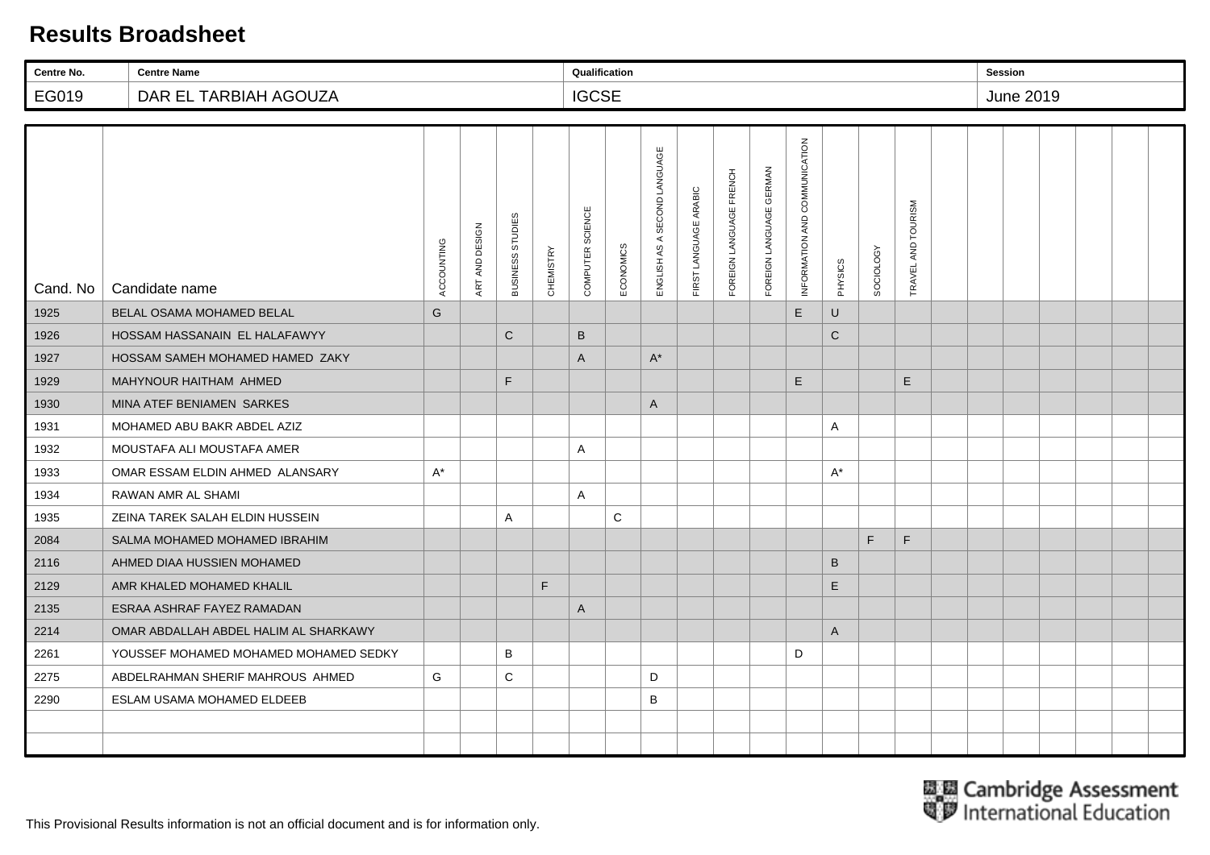# Results Broadsheet

| Centre No. | Centre Name | Qualification | Session |
|---|---|---|---|
| EG019 | DAR EL TARBIAH AGOUZA | IGCSE | June 2019 |

| Cand. No | Candidate name | ACCOUNTING | ART AND DESIGN | BUSINESS STUDIES | CHEMISTRY | COMPUTER SCIENCE | ECONOMICS | ENGLISH AS A SECOND LANGUAGE | FIRST LANGUAGE ARABIC | FOREIGN LANGUAGE FRENCH | FOREIGN LANGUAGE GERMAN | INFORMATION AND COMMUNICATION | PHYSICS | SOCIOLOGY | TRAVEL AND TOURISM |
|---|---|---|---|---|---|---|---|---|---|---|---|---|---|---|---|
| 1925 | BELAL OSAMA MOHAMED BELAL | G | | | | | | | | | | E | U | | |
| 1926 | HOSSAM HASSANAIN EL HALAFAWYY | | | C | | B | | | | | | | C | | |
| 1927 | HOSSAM SAMEH MOHAMED HAMED ZAKY | | | | | A | | A* | | | | | | | |
| 1929 | MAHYNOUR HAITHAM AHMED | | | F | | | | | | | | E | | | E |
| 1930 | MINA ATEF BENIAMEN SARKES | | | | | | | A | | | | | | | |
| 1931 | MOHAMED ABU BAKR ABDEL AZIZ | | | | | | | | | | | | A | | |
| 1932 | MOUSTAFA ALI MOUSTAFA AMER | | | | | A | | | | | | | | | |
| 1933 | OMAR ESSAM ELDIN AHMED ALANSARY | A* | | | | | | | | | | | A* | | |
| 1934 | RAWAN AMR AL SHAMI | | | | | A | | | | | | | | | |
| 1935 | ZEINA TAREK SALAH ELDIN HUSSEIN | | | A | | | C | | | | | | | | |
| 2084 | SALMA MOHAMED MOHAMED IBRAHIM | | | | | | | | | | | | | F | F |
| 2116 | AHMED DIAA HUSSIEN MOHAMED | | | | | | | | | | | | B | | |
| 2129 | AMR KHALED MOHAMED KHALIL | | | | F | | | | | | | | E | | |
| 2135 | ESRAA ASHRAF FAYEZ RAMADAN | | | | | A | | | | | | | | | |
| 2214 | OMAR ABDALLAH ABDEL HALIM AL SHARKAWY | | | | | | | | | | | | A | | |
| 2261 | YOUSSEF MOHAMED MOHAMED MOHAMED SEDKY | | | B | | | | | | | | D | | | |
| 2275 | ABDELRAHMAN SHERIF MAHROUS AHMED | G | | C | | | | D | | | | | | | |
| 2290 | ESLAM USAMA MOHAMED ELDEEB | | | | | | | B | | | | | | | |

This Provisional Results information is not an official document and is for information only.

Cambridge Assessment International Education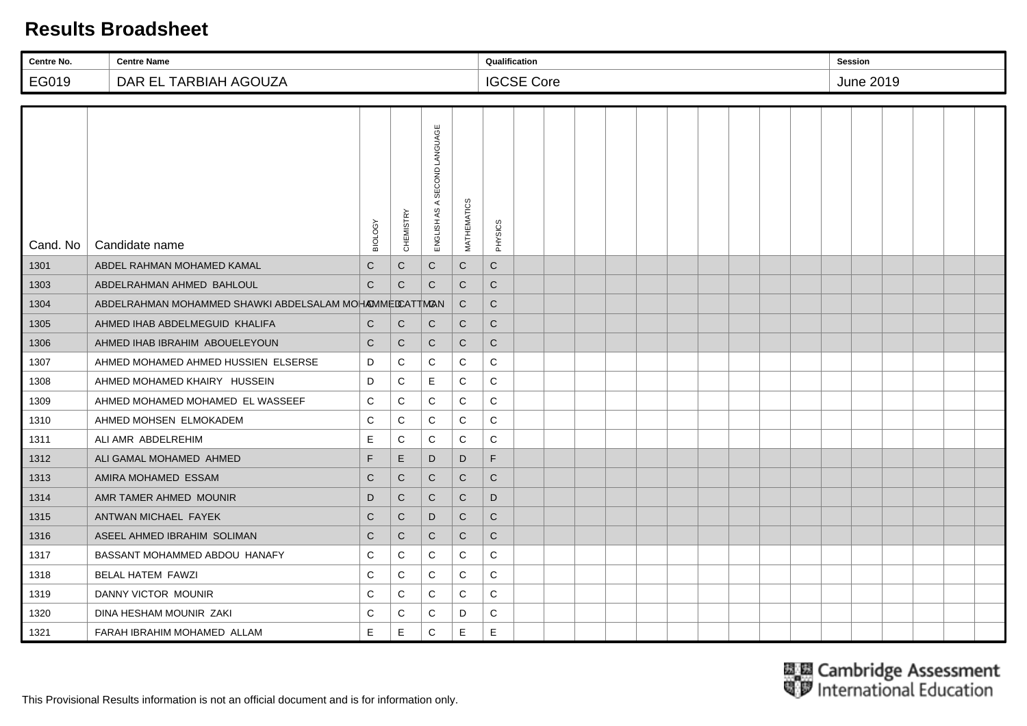# Results Broadsheet

| Centre No. | Centre Name | Qualification | Session |
|---|---|---|---|
| EG019 | DAR EL TARBIAH AGOUZA | IGCSE Core | June 2019 |

| Cand. No | Candidate name | BIOLOGY | CHEMISTRY | ENGLISH AS A SECOND LANGUAGE | MATHEMATICS | PHYSICS |
|---|---|---|---|---|---|---|
| 1301 | ABDEL RAHMAN MOHAMED KAMAL | C | C | C | C | C |
| 1303 | ABDELRAHMAN AHMED BAHLOUL | C | C | C | C | C |
| 1304 | ABDELRAHMAN MOHAMMED SHAWKI ABDELSALAM MOHAMMED OTTMAN | C | C | C | C | C |
| 1305 | AHMED IHAB ABDELMEGUID KHALIFA | C | C | C | C | C |
| 1306 | AHMED IHAB IBRAHIM ABOUELEYOUN | C | C | C | C | C |
| 1307 | AHMED MOHAMED AHMED HUSSIEN ELSERSE | D | C | C | C | C |
| 1308 | AHMED MOHAMED KHAIRY HUSSEIN | D | C | E | C | C |
| 1309 | AHMED MOHAMED MOHAMED EL WASSEEF | C | C | C | C | C |
| 1310 | AHMED MOHSEN ELMOKADEM | C | C | C | C | C |
| 1311 | ALI AMR ABDELREHIM | E | C | C | C | C |
| 1312 | ALI GAMAL MOHAMED AHMED | F | E | D | D | F |
| 1313 | AMIRA MOHAMED ESSAM | C | C | C | C | C |
| 1314 | AMR TAMER AHMED MOUNIR | D | C | C | C | D |
| 1315 | ANTWAN MICHAEL FAYEK | C | C | D | C | C |
| 1316 | ASEEL AHMED IBRAHIM SOLIMAN | C | C | C | C | C |
| 1317 | BASSANT MOHAMMED ABDOU HANAFY | C | C | C | C | C |
| 1318 | BELAL HATEM FAWZI | C | C | C | C | C |
| 1319 | DANNY VICTOR MOUNIR | C | C | C | C | C |
| 1320 | DINA HESHAM MOUNIR ZAKI | C | C | C | D | C |
| 1321 | FARAH IBRAHIM MOHAMED ALLAM | E | E | C | E | E |

This Provisional Results information is not an official document and is for information only.

Cambridge Assessment International Education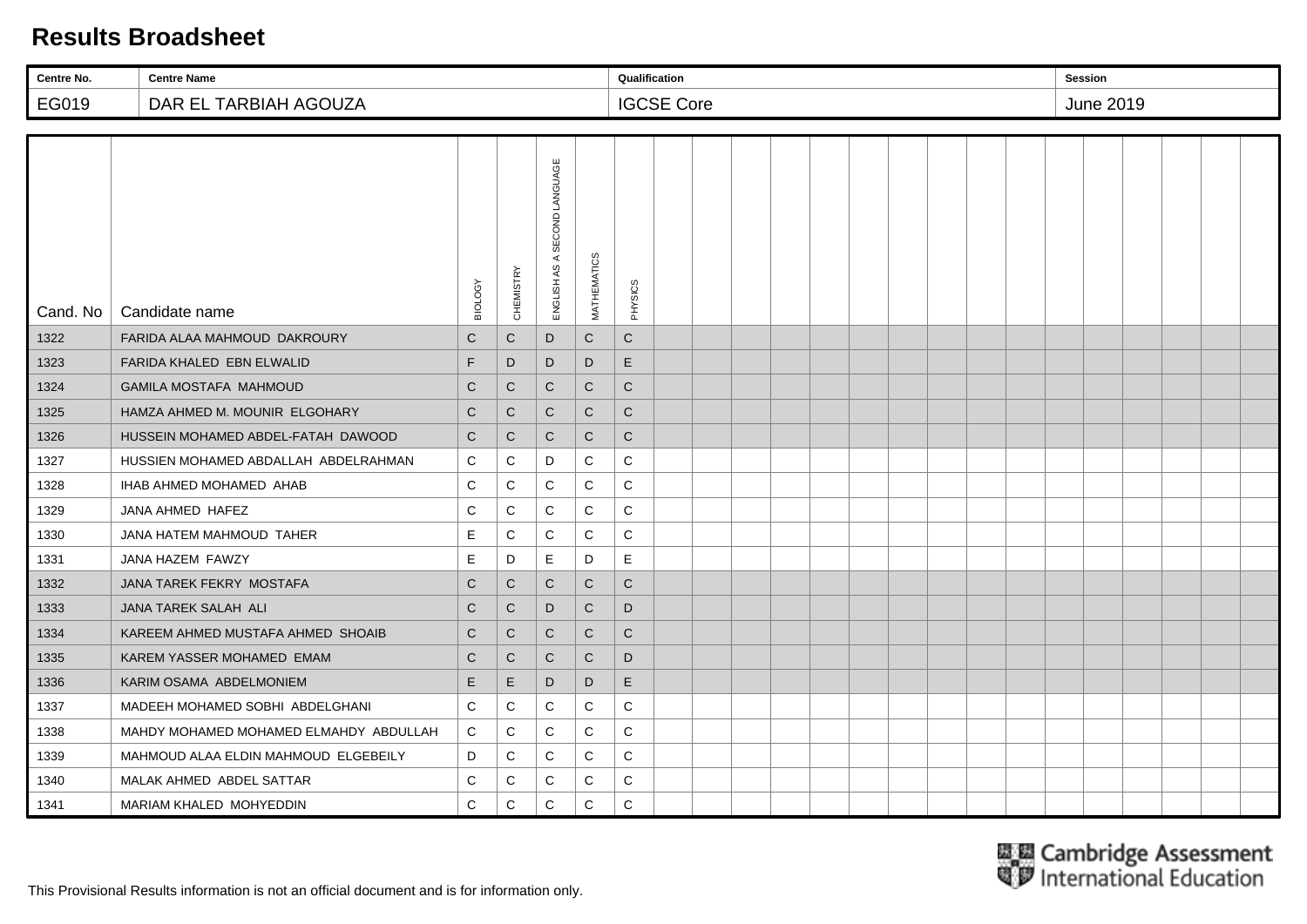# Results Broadsheet

| Centre No. | Centre Name | Qualification | Session |
|---|---|---|---|
| EG019 | DAR EL TARBIAH AGOUZA | IGCSE Core | June 2019 |

| Cand. No | Candidate name | BIOLOGY | CHEMISTRY | ENGLISH AS A SECOND LANGUAGE | MATHEMATICS | PHYSICS |
|---|---|---|---|---|---|---|
| 1322 | FARIDA ALAA MAHMOUD DAKROURY | C | C | D | C | C |
| 1323 | FARIDA KHALED EBN ELWALID | F | D | D | D | E |
| 1324 | GAMILA MOSTAFA MAHMOUD | C | C | C | C | C |
| 1325 | HAMZA AHMED M. MOUNIR ELGOHARY | C | C | C | C | C |
| 1326 | HUSSEIN MOHAMED ABDEL-FATAH DAWOOD | C | C | C | C | C |
| 1327 | HUSSIEN MOHAMED ABDALLAH ABDELRAHMAN | C | C | D | C | C |
| 1328 | IHAB AHMED MOHAMED AHAB | C | C | C | C | C |
| 1329 | JANA AHMED HAFEZ | C | C | C | C | C |
| 1330 | JANA HATEM MAHMOUD TAHER | E | C | C | C | C |
| 1331 | JANA HAZEM FAWZY | E | D | E | D | E |
| 1332 | JANA TAREK FEKRY MOSTAFA | C | C | C | C | C |
| 1333 | JANA TAREK SALAH ALI | C | C | D | C | D |
| 1334 | KAREEM AHMED MUSTAFA AHMED SHOAIB | C | C | C | C | C |
| 1335 | KAREM YASSER MOHAMED EMAM | C | C | C | C | D |
| 1336 | KARIM OSAMA ABDELMONIEM | E | E | D | D | E |
| 1337 | MADEEH MOHAMED SOBHI ABDELGHANI | C | C | C | C | C |
| 1338 | MAHDY MOHAMED MOHAMED ELMAHDY ABDULLAH | C | C | C | C | C |
| 1339 | MAHMOUD ALAA ELDIN MAHMOUD ELGEBEILY | D | C | C | C | C |
| 1340 | MALAK AHMED ABDEL SATTAR | C | C | C | C | C |
| 1341 | MARIAM KHALED MOHYEDDIN | C | C | C | C | C |

Cambridge Assessment International Education

This Provisional Results information is not an official document and is for information only.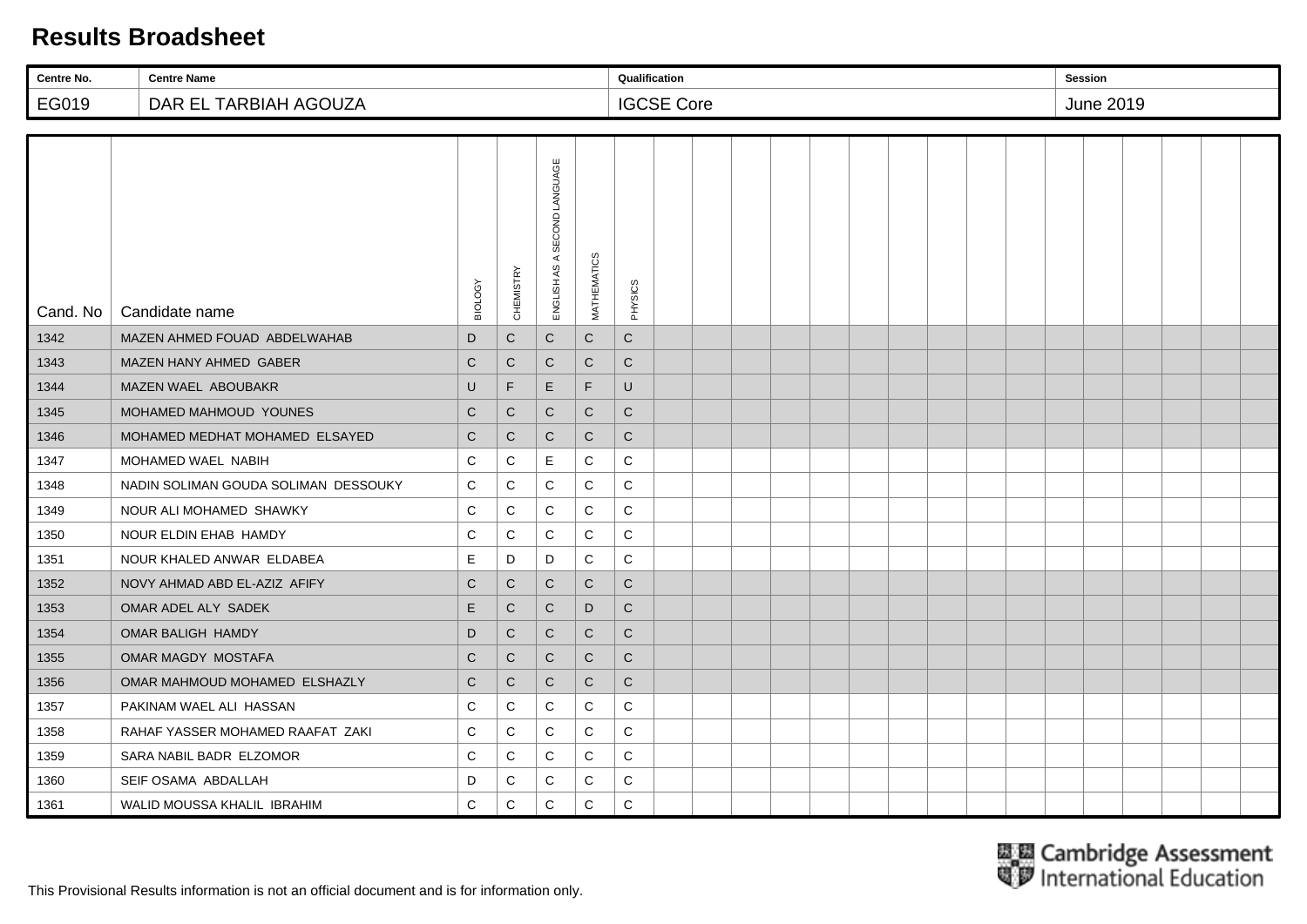# Results Broadsheet

| Centre No. | Centre Name | Qualification | Session |
|---|---|---|---|
| EG019 | DAR EL TARBIAH AGOUZA | IGCSE Core | June 2019 |

| Cand. No | Candidate name | BIOLOGY | CHEMISTRY | ENGLISH AS A SECOND LANGUAGE | MATHEMATICS | PHYSICS |
|---|---|---|---|---|---|---|
| 1342 | MAZEN AHMED FOUAD ABDELWAHAB | D | C | C | C | C |
| 1343 | MAZEN HANY AHMED GABER | C | C | C | C | C |
| 1344 | MAZEN WAEL ABOUBAKR | U | F | E | F | U |
| 1345 | MOHAMED MAHMOUD YOUNES | C | C | C | C | C |
| 1346 | MOHAMED MEDHAT MOHAMED ELSAYED | C | C | C | C | C |
| 1347 | MOHAMED WAEL NABIH | C | C | E | C | C |
| 1348 | NADIN SOLIMAN GOUDA SOLIMAN DESSOUKY | C | C | C | C | C |
| 1349 | NOUR ALI MOHAMED SHAWKY | C | C | C | C | C |
| 1350 | NOUR ELDIN EHAB HAMDY | C | C | C | C | C |
| 1351 | NOUR KHALED ANWAR ELDABEA | E | D | D | C | C |
| 1352 | NOVY AHMAD ABD EL-AZIZ AFIFY | C | C | C | C | C |
| 1353 | OMAR ADEL ALY SADEK | E | C | C | D | C |
| 1354 | OMAR BALIGH HAMDY | D | C | C | C | C |
| 1355 | OMAR MAGDY MOSTAFA | C | C | C | C | C |
| 1356 | OMAR MAHMOUD MOHAMED ELSHAZLY | C | C | C | C | C |
| 1357 | PAKINAM WAEL ALI HASSAN | C | C | C | C | C |
| 1358 | RAHAF YASSER MOHAMED RAAFAT ZAKI | C | C | C | C | C |
| 1359 | SARA NABIL BADR ELZOMOR | C | C | C | C | C |
| 1360 | SEIF OSAMA ABDALLAH | D | C | C | C | C |
| 1361 | WALID MOUSSA KHALIL IBRAHIM | C | C | C | C | C |

Cambridge Assessment International Education

This Provisional Results information is not an official document and is for information only.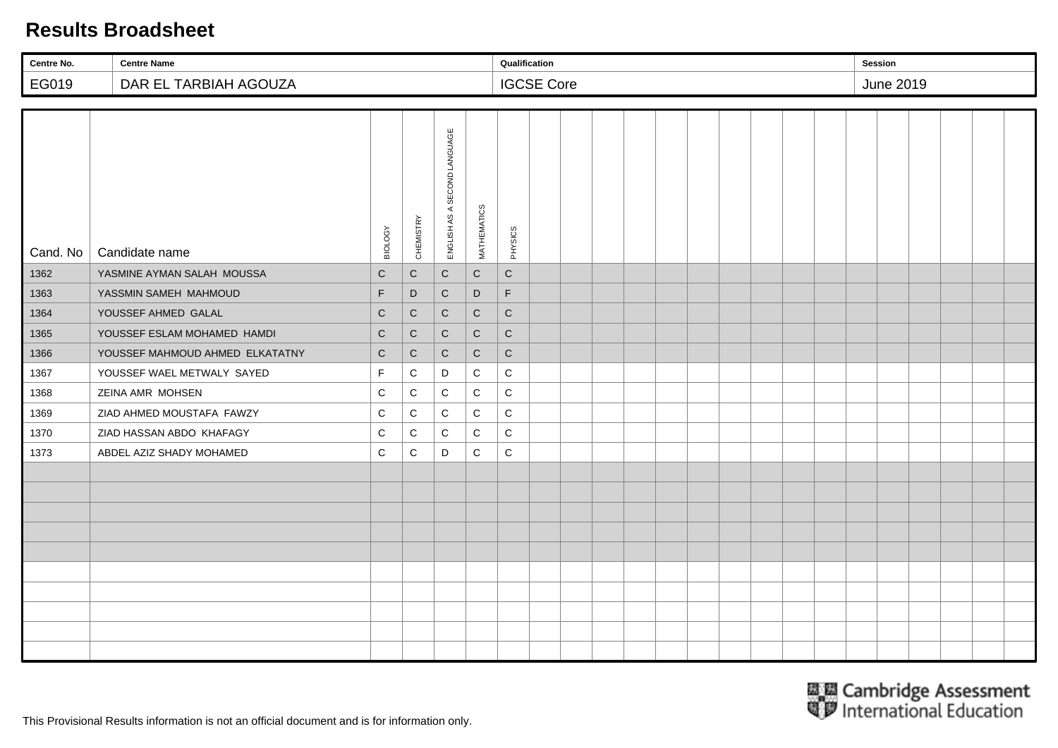# Results Broadsheet

| Centre No. | Centre Name | Qualification | Session |
| --- | --- | --- | --- |
| EG019 | DAR EL TARBIAH AGOUZA | IGCSE Core | June 2019 |

| Cand. No | Candidate name | BIOLOGY | CHEMISTRY | ENGLISH AS A SECOND LANGUAGE | MATHEMATICS | PHYSICS |
| --- | --- | --- | --- | --- | --- | --- |
| 1362 | YASMINE AYMAN SALAH MOUSSA | C | C | C | C | C |
| 1363 | YASSMIN SAMEH MAHMOUD | F | D | C | D | F |
| 1364 | YOUSSEF AHMED GALAL | C | C | C | C | C |
| 1365 | YOUSSEF ESLAM MOHAMED HAMDI | C | C | C | C | C |
| 1366 | YOUSSEF MAHMOUD AHMED ELKATATNY | C | C | C | C | C |
| 1367 | YOUSSEF WAEL METWALY SAYED | F | C | D | C | C |
| 1368 | ZEINA AMR MOHSEN | C | C | C | C | C |
| 1369 | ZIAD AHMED MOUSTAFA FAWZY | C | C | C | C | C |
| 1370 | ZIAD HASSAN ABDO KHAFAGY | C | C | C | C | C |
| 1373 | ABDEL AZIZ SHADY MOHAMED | C | C | D | C | C |

This Provisional Results information is not an official document and is for information only.

Cambridge Assessment International Education